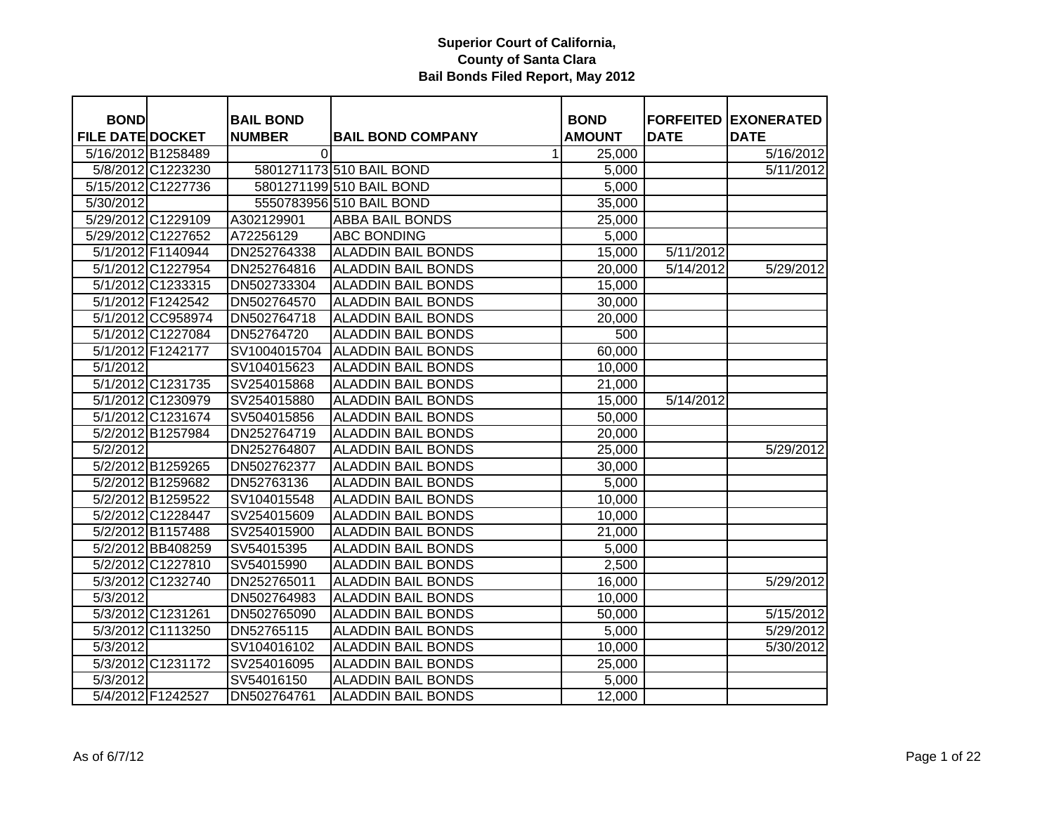**Superior Court of California,**
**County of Santa Clara**
**Bail Bonds Filed Report, May 2012**

| BOND FILE DATE | DOCKET | BAIL BOND NUMBER | BAIL BOND COMPANY | BOND AMOUNT | FORFEITED DATE | EXONERATED DATE |
|---|---|---|---|---|---|---|
| 5/16/2012 | B1258489 | 0 | 1 | 25,000 | | 5/16/2012 |
| 5/8/2012 | C1223230 | 5801271173 | 510 BAIL BOND | 5,000 | | 5/11/2012 |
| 5/15/2012 | C1227736 | 5801271199 | 510 BAIL BOND | 5,000 | | |
| 5/30/2012 | | 5550783956 | 510 BAIL BOND | 35,000 | | |
| 5/29/2012 | C1229109 | A302129901 | ABBA BAIL BONDS | 25,000 | | |
| 5/29/2012 | C1227652 | A72256129 | ABC BONDING | 5,000 | | |
| 5/1/2012 | F1140944 | DN252764338 | ALADDIN BAIL BONDS | 15,000 | 5/11/2012 | |
| 5/1/2012 | C1227954 | DN252764816 | ALADDIN BAIL BONDS | 20,000 | 5/14/2012 | 5/29/2012 |
| 5/1/2012 | C1233315 | DN502733304 | ALADDIN BAIL BONDS | 15,000 | | |
| 5/1/2012 | F1242542 | DN502764570 | ALADDIN BAIL BONDS | 30,000 | | |
| 5/1/2012 | CC958974 | DN502764718 | ALADDIN BAIL BONDS | 20,000 | | |
| 5/1/2012 | C1227084 | DN52764720 | ALADDIN BAIL BONDS | 500 | | |
| 5/1/2012 | F1242177 | SV1004015704 | ALADDIN BAIL BONDS | 60,000 | | |
| 5/1/2012 | | SV104015623 | ALADDIN BAIL BONDS | 10,000 | | |
| 5/1/2012 | C1231735 | SV254015868 | ALADDIN BAIL BONDS | 21,000 | | |
| 5/1/2012 | C1230979 | SV254015880 | ALADDIN BAIL BONDS | 15,000 | 5/14/2012 | |
| 5/1/2012 | C1231674 | SV504015856 | ALADDIN BAIL BONDS | 50,000 | | |
| 5/2/2012 | B1257984 | DN252764719 | ALADDIN BAIL BONDS | 20,000 | | |
| 5/2/2012 | | DN252764807 | ALADDIN BAIL BONDS | 25,000 | | 5/29/2012 |
| 5/2/2012 | B1259265 | DN502762377 | ALADDIN BAIL BONDS | 30,000 | | |
| 5/2/2012 | B1259682 | DN52763136 | ALADDIN BAIL BONDS | 5,000 | | |
| 5/2/2012 | B1259522 | SV104015548 | ALADDIN BAIL BONDS | 10,000 | | |
| 5/2/2012 | C1228447 | SV254015609 | ALADDIN BAIL BONDS | 10,000 | | |
| 5/2/2012 | B1157488 | SV254015900 | ALADDIN BAIL BONDS | 21,000 | | |
| 5/2/2012 | BB408259 | SV54015395 | ALADDIN BAIL BONDS | 5,000 | | |
| 5/2/2012 | C1227810 | SV54015990 | ALADDIN BAIL BONDS | 2,500 | | |
| 5/3/2012 | C1232740 | DN252765011 | ALADDIN BAIL BONDS | 16,000 | | 5/29/2012 |
| 5/3/2012 | | DN502764983 | ALADDIN BAIL BONDS | 10,000 | | |
| 5/3/2012 | C1231261 | DN502765090 | ALADDIN BAIL BONDS | 50,000 | | 5/15/2012 |
| 5/3/2012 | C1113250 | DN52765115 | ALADDIN BAIL BONDS | 5,000 | | 5/29/2012 |
| 5/3/2012 | | SV104016102 | ALADDIN BAIL BONDS | 10,000 | | 5/30/2012 |
| 5/3/2012 | C1231172 | SV254016095 | ALADDIN BAIL BONDS | 25,000 | | |
| 5/3/2012 | | SV54016150 | ALADDIN BAIL BONDS | 5,000 | | |
| 5/4/2012 | F1242527 | DN502764761 | ALADDIN BAIL BONDS | 12,000 | | |

As of 6/7/12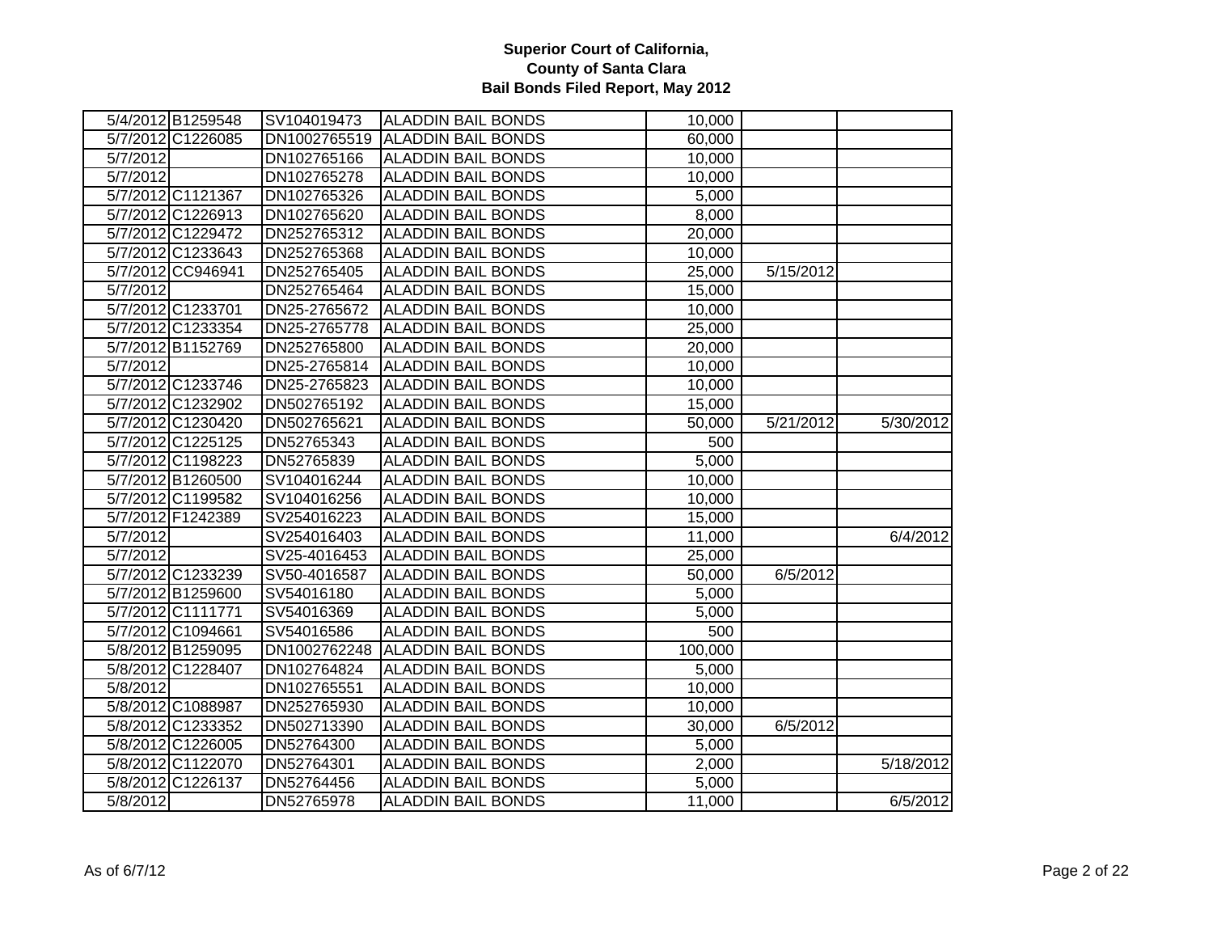**Superior Court of California,**
**County of Santa Clara**
**Bail Bonds Filed Report, May 2012**

| | | | | | | |
|---|---|---|---|---|---|---|
| 5/4/2012 | B1259548 | SV104019473 | ALADDIN BAIL BONDS | 10,000 | | |
| 5/7/2012 | C1226085 | DN1002765519 | ALADDIN BAIL BONDS | 60,000 | | |
| 5/7/2012 | | DN102765166 | ALADDIN BAIL BONDS | 10,000 | | |
| 5/7/2012 | | DN102765278 | ALADDIN BAIL BONDS | 10,000 | | |
| 5/7/2012 | C1121367 | DN102765326 | ALADDIN BAIL BONDS | 5,000 | | |
| 5/7/2012 | C1226913 | DN102765620 | ALADDIN BAIL BONDS | 8,000 | | |
| 5/7/2012 | C1229472 | DN252765312 | ALADDIN BAIL BONDS | 20,000 | | |
| 5/7/2012 | C1233643 | DN252765368 | ALADDIN BAIL BONDS | 10,000 | | |
| 5/7/2012 | CC946941 | DN252765405 | ALADDIN BAIL BONDS | 25,000 | 5/15/2012 | |
| 5/7/2012 | | DN252765464 | ALADDIN BAIL BONDS | 15,000 | | |
| 5/7/2012 | C1233701 | DN25-2765672 | ALADDIN BAIL BONDS | 10,000 | | |
| 5/7/2012 | C1233354 | DN25-2765778 | ALADDIN BAIL BONDS | 25,000 | | |
| 5/7/2012 | B1152769 | DN252765800 | ALADDIN BAIL BONDS | 20,000 | | |
| 5/7/2012 | | DN25-2765814 | ALADDIN BAIL BONDS | 10,000 | | |
| 5/7/2012 | C1233746 | DN25-2765823 | ALADDIN BAIL BONDS | 10,000 | | |
| 5/7/2012 | C1232902 | DN502765192 | ALADDIN BAIL BONDS | 15,000 | | |
| 5/7/2012 | C1230420 | DN502765621 | ALADDIN BAIL BONDS | 50,000 | 5/21/2012 | 5/30/2012 |
| 5/7/2012 | C1225125 | DN52765343 | ALADDIN BAIL BONDS | 500 | | |
| 5/7/2012 | C1198223 | DN52765839 | ALADDIN BAIL BONDS | 5,000 | | |
| 5/7/2012 | B1260500 | SV104016244 | ALADDIN BAIL BONDS | 10,000 | | |
| 5/7/2012 | C1199582 | SV104016256 | ALADDIN BAIL BONDS | 10,000 | | |
| 5/7/2012 | F1242389 | SV254016223 | ALADDIN BAIL BONDS | 15,000 | | |
| 5/7/2012 | | SV254016403 | ALADDIN BAIL BONDS | 11,000 | | 6/4/2012 |
| 5/7/2012 | | SV25-4016453 | ALADDIN BAIL BONDS | 25,000 | | |
| 5/7/2012 | C1233239 | SV50-4016587 | ALADDIN BAIL BONDS | 50,000 | 6/5/2012 | |
| 5/7/2012 | B1259600 | SV54016180 | ALADDIN BAIL BONDS | 5,000 | | |
| 5/7/2012 | C1111771 | SV54016369 | ALADDIN BAIL BONDS | 5,000 | | |
| 5/7/2012 | C1094661 | SV54016586 | ALADDIN BAIL BONDS | 500 | | |
| 5/8/2012 | B1259095 | DN1002762248 | ALADDIN BAIL BONDS | 100,000 | | |
| 5/8/2012 | C1228407 | DN102764824 | ALADDIN BAIL BONDS | 5,000 | | |
| 5/8/2012 | | DN102765551 | ALADDIN BAIL BONDS | 10,000 | | |
| 5/8/2012 | C1088987 | DN252765930 | ALADDIN BAIL BONDS | 10,000 | | |
| 5/8/2012 | C1233352 | DN502713390 | ALADDIN BAIL BONDS | 30,000 | 6/5/2012 | |
| 5/8/2012 | C1226005 | DN52764300 | ALADDIN BAIL BONDS | 5,000 | | |
| 5/8/2012 | C1122070 | DN52764301 | ALADDIN BAIL BONDS | 2,000 | | 5/18/2012 |
| 5/8/2012 | C1226137 | DN52764456 | ALADDIN BAIL BONDS | 5,000 | | |
| 5/8/2012 | | DN52765978 | ALADDIN BAIL BONDS | 11,000 | | 6/5/2012 |

As of 6/7/12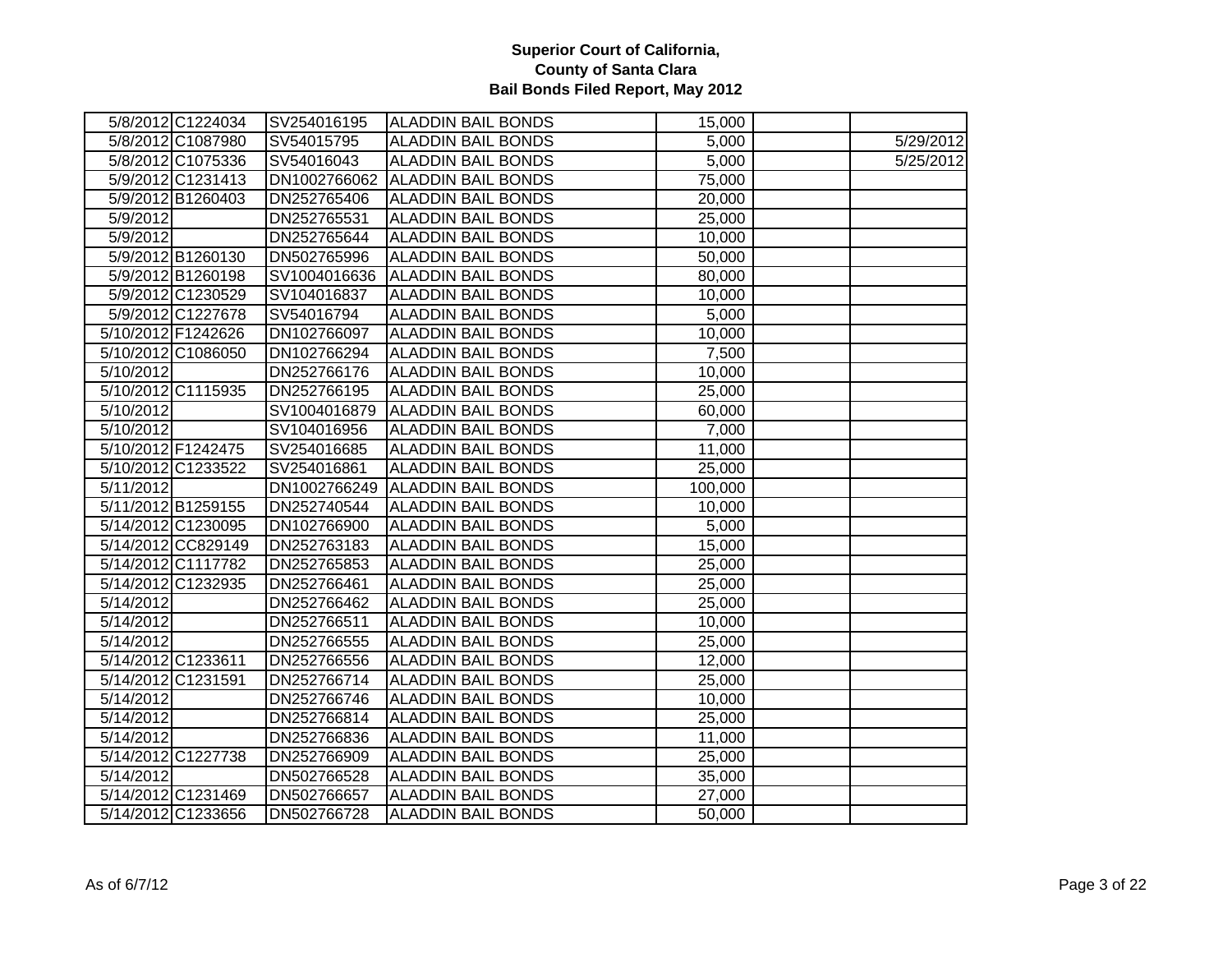**Superior Court of California, County of Santa Clara Bail Bonds Filed Report, May 2012**

| | | | | | | |
|---|---|---|---|---|---|---|
| 5/8/2012 | C1224034 | SV254016195 | ALADDIN BAIL BONDS | 15,000 | | |
| 5/8/2012 | C1087980 | SV54015795 | ALADDIN BAIL BONDS | 5,000 | | 5/29/2012 |
| 5/8/2012 | C1075336 | SV54016043 | ALADDIN BAIL BONDS | 5,000 | | 5/25/2012 |
| 5/9/2012 | C1231413 | DN1002766062 | ALADDIN BAIL BONDS | 75,000 | | |
| 5/9/2012 | B1260403 | DN252765406 | ALADDIN BAIL BONDS | 20,000 | | |
| 5/9/2012 | | DN252765531 | ALADDIN BAIL BONDS | 25,000 | | |
| 5/9/2012 | | DN252765644 | ALADDIN BAIL BONDS | 10,000 | | |
| 5/9/2012 | B1260130 | DN502765996 | ALADDIN BAIL BONDS | 50,000 | | |
| 5/9/2012 | B1260198 | SV1004016636 | ALADDIN BAIL BONDS | 80,000 | | |
| 5/9/2012 | C1230529 | SV104016837 | ALADDIN BAIL BONDS | 10,000 | | |
| 5/9/2012 | C1227678 | SV54016794 | ALADDIN BAIL BONDS | 5,000 | | |
| 5/10/2012 | F1242626 | DN102766097 | ALADDIN BAIL BONDS | 10,000 | | |
| 5/10/2012 | C1086050 | DN102766294 | ALADDIN BAIL BONDS | 7,500 | | |
| 5/10/2012 | | DN252766176 | ALADDIN BAIL BONDS | 10,000 | | |
| 5/10/2012 | C1115935 | DN252766195 | ALADDIN BAIL BONDS | 25,000 | | |
| 5/10/2012 | | SV1004016879 | ALADDIN BAIL BONDS | 60,000 | | |
| 5/10/2012 | | SV104016956 | ALADDIN BAIL BONDS | 7,000 | | |
| 5/10/2012 | F1242475 | SV254016685 | ALADDIN BAIL BONDS | 11,000 | | |
| 5/10/2012 | C1233522 | SV254016861 | ALADDIN BAIL BONDS | 25,000 | | |
| 5/11/2012 | | DN1002766249 | ALADDIN BAIL BONDS | 100,000 | | |
| 5/11/2012 | B1259155 | DN252740544 | ALADDIN BAIL BONDS | 10,000 | | |
| 5/14/2012 | C1230095 | DN102766900 | ALADDIN BAIL BONDS | 5,000 | | |
| 5/14/2012 | CC829149 | DN252763183 | ALADDIN BAIL BONDS | 15,000 | | |
| 5/14/2012 | C1117782 | DN252765853 | ALADDIN BAIL BONDS | 25,000 | | |
| 5/14/2012 | C1232935 | DN252766461 | ALADDIN BAIL BONDS | 25,000 | | |
| 5/14/2012 | | DN252766462 | ALADDIN BAIL BONDS | 25,000 | | |
| 5/14/2012 | | DN252766511 | ALADDIN BAIL BONDS | 10,000 | | |
| 5/14/2012 | | DN252766555 | ALADDIN BAIL BONDS | 25,000 | | |
| 5/14/2012 | C1233611 | DN252766556 | ALADDIN BAIL BONDS | 12,000 | | |
| 5/14/2012 | C1231591 | DN252766714 | ALADDIN BAIL BONDS | 25,000 | | |
| 5/14/2012 | | DN252766746 | ALADDIN BAIL BONDS | 10,000 | | |
| 5/14/2012 | | DN252766814 | ALADDIN BAIL BONDS | 25,000 | | |
| 5/14/2012 | | DN252766836 | ALADDIN BAIL BONDS | 11,000 | | |
| 5/14/2012 | C1227738 | DN252766909 | ALADDIN BAIL BONDS | 25,000 | | |
| 5/14/2012 | | DN502766528 | ALADDIN BAIL BONDS | 35,000 | | |
| 5/14/2012 | C1231469 | DN502766657 | ALADDIN BAIL BONDS | 27,000 | | |
| 5/14/2012 | C1233656 | DN502766728 | ALADDIN BAIL BONDS | 50,000 | | |

As of 6/7/12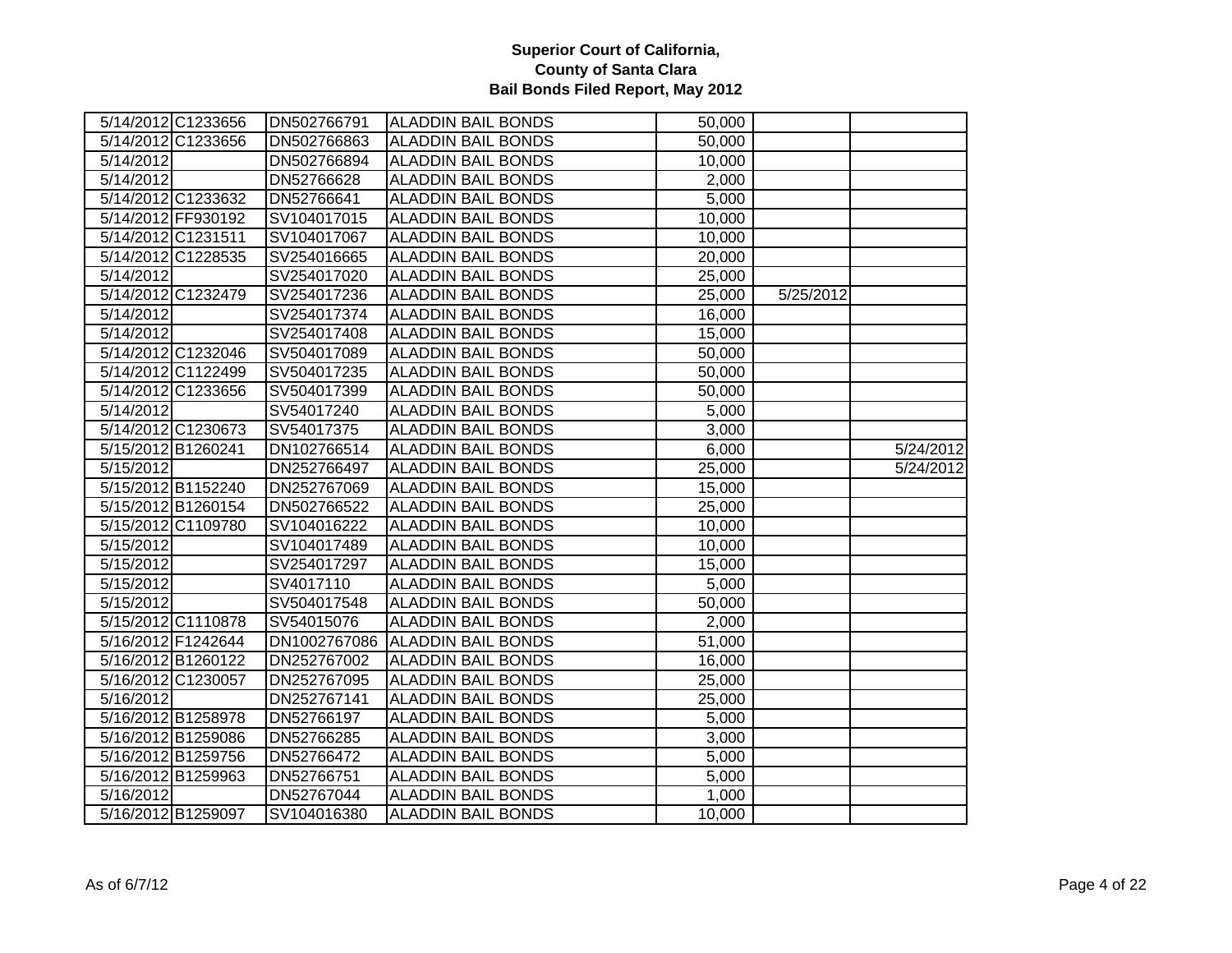# Superior Court of California,
# County of Santa Clara
# Bail Bonds Filed Report, May 2012

| | | | | | | |
|---|---|---|---|---|---|---|
| 5/14/2012 | C1233656 | DN502766791 | ALADDIN BAIL BONDS | 50,000 | | |
| 5/14/2012 | C1233656 | DN502766863 | ALADDIN BAIL BONDS | 50,000 | | |
| 5/14/2012 | | DN502766894 | ALADDIN BAIL BONDS | 10,000 | | |
| 5/14/2012 | | DN52766628 | ALADDIN BAIL BONDS | 2,000 | | |
| 5/14/2012 | C1233632 | DN52766641 | ALADDIN BAIL BONDS | 5,000 | | |
| 5/14/2012 | FF930192 | SV104017015 | ALADDIN BAIL BONDS | 10,000 | | |
| 5/14/2012 | C1231511 | SV104017067 | ALADDIN BAIL BONDS | 10,000 | | |
| 5/14/2012 | C1228535 | SV254016665 | ALADDIN BAIL BONDS | 20,000 | | |
| 5/14/2012 | | SV254017020 | ALADDIN BAIL BONDS | 25,000 | | |
| 5/14/2012 | C1232479 | SV254017236 | ALADDIN BAIL BONDS | 25,000 | 5/25/2012 | |
| 5/14/2012 | | SV254017374 | ALADDIN BAIL BONDS | 16,000 | | |
| 5/14/2012 | | SV254017408 | ALADDIN BAIL BONDS | 15,000 | | |
| 5/14/2012 | C1232046 | SV504017089 | ALADDIN BAIL BONDS | 50,000 | | |
| 5/14/2012 | C1122499 | SV504017235 | ALADDIN BAIL BONDS | 50,000 | | |
| 5/14/2012 | C1233656 | SV504017399 | ALADDIN BAIL BONDS | 50,000 | | |
| 5/14/2012 | | SV54017240 | ALADDIN BAIL BONDS | 5,000 | | |
| 5/14/2012 | C1230673 | SV54017375 | ALADDIN BAIL BONDS | 3,000 | | |
| 5/15/2012 | B1260241 | DN102766514 | ALADDIN BAIL BONDS | 6,000 | | 5/24/2012 |
| 5/15/2012 | | DN252766497 | ALADDIN BAIL BONDS | 25,000 | | 5/24/2012 |
| 5/15/2012 | B1152240 | DN252767069 | ALADDIN BAIL BONDS | 15,000 | | |
| 5/15/2012 | B1260154 | DN502766522 | ALADDIN BAIL BONDS | 25,000 | | |
| 5/15/2012 | C1109780 | SV104016222 | ALADDIN BAIL BONDS | 10,000 | | |
| 5/15/2012 | | SV104017489 | ALADDIN BAIL BONDS | 10,000 | | |
| 5/15/2012 | | SV254017297 | ALADDIN BAIL BONDS | 15,000 | | |
| 5/15/2012 | | SV4017110 | ALADDIN BAIL BONDS | 5,000 | | |
| 5/15/2012 | | SV504017548 | ALADDIN BAIL BONDS | 50,000 | | |
| 5/15/2012 | C1110878 | SV54015076 | ALADDIN BAIL BONDS | 2,000 | | |
| 5/16/2012 | F1242644 | DN1002767086 | ALADDIN BAIL BONDS | 51,000 | | |
| 5/16/2012 | B1260122 | DN252767002 | ALADDIN BAIL BONDS | 16,000 | | |
| 5/16/2012 | C1230057 | DN252767095 | ALADDIN BAIL BONDS | 25,000 | | |
| 5/16/2012 | | DN252767141 | ALADDIN BAIL BONDS | 25,000 | | |
| 5/16/2012 | B1258978 | DN52766197 | ALADDIN BAIL BONDS | 5,000 | | |
| 5/16/2012 | B1259086 | DN52766285 | ALADDIN BAIL BONDS | 3,000 | | |
| 5/16/2012 | B1259756 | DN52766472 | ALADDIN BAIL BONDS | 5,000 | | |
| 5/16/2012 | B1259963 | DN52766751 | ALADDIN BAIL BONDS | 5,000 | | |
| 5/16/2012 | | DN52767044 | ALADDIN BAIL BONDS | 1,000 | | |
| 5/16/2012 | B1259097 | SV104016380 | ALADDIN BAIL BONDS | 10,000 | | |

As of 6/7/12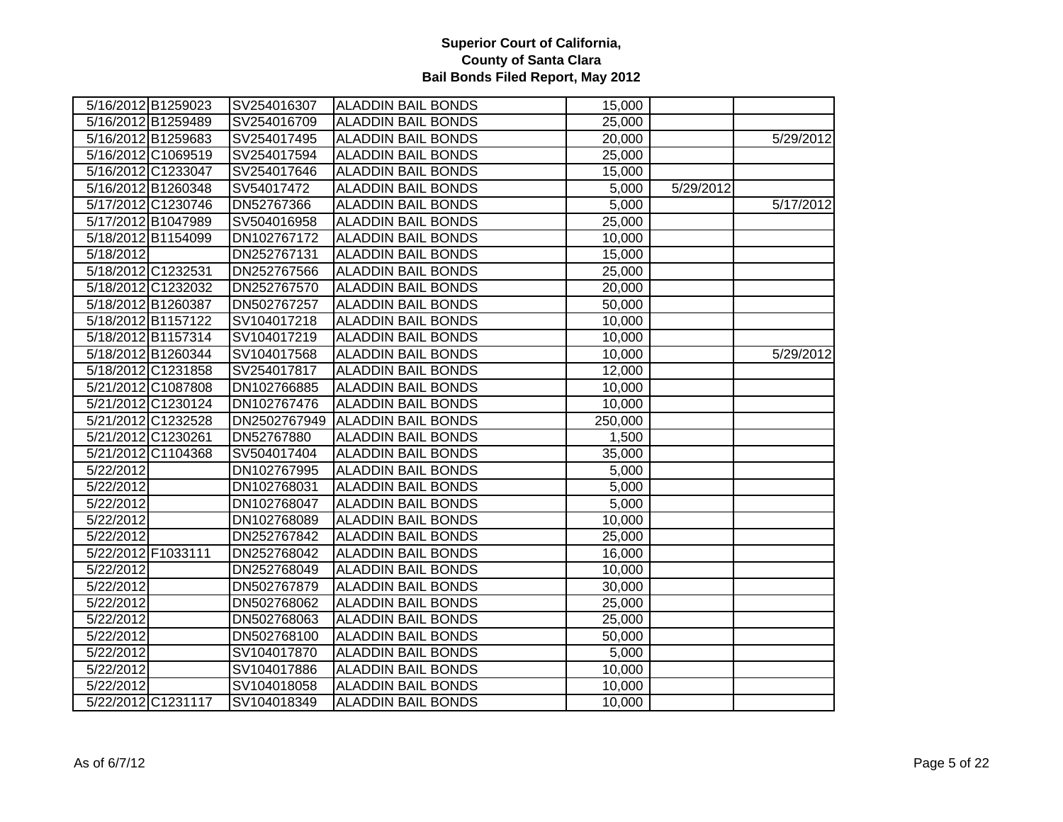**Superior Court of California,**
**County of Santa Clara**
**Bail Bonds Filed Report, May 2012**

| | | | | | | |
|---|---|---|---|---|---|---|
| 5/16/2012 | B1259023 | SV254016307 | ALADDIN BAIL BONDS | 15,000 | | |
| 5/16/2012 | B1259489 | SV254016709 | ALADDIN BAIL BONDS | 25,000 | | |
| 5/16/2012 | B1259683 | SV254017495 | ALADDIN BAIL BONDS | 20,000 | | 5/29/2012 |
| 5/16/2012 | C1069519 | SV254017594 | ALADDIN BAIL BONDS | 25,000 | | |
| 5/16/2012 | C1233047 | SV254017646 | ALADDIN BAIL BONDS | 15,000 | | |
| 5/16/2012 | B1260348 | SV54017472 | ALADDIN BAIL BONDS | 5,000 | 5/29/2012 | |
| 5/17/2012 | C1230746 | DN52767366 | ALADDIN BAIL BONDS | 5,000 | | 5/17/2012 |
| 5/17/2012 | B1047989 | SV504016958 | ALADDIN BAIL BONDS | 25,000 | | |
| 5/18/2012 | B1154099 | DN102767172 | ALADDIN BAIL BONDS | 10,000 | | |
| 5/18/2012 | | DN252767131 | ALADDIN BAIL BONDS | 15,000 | | |
| 5/18/2012 | C1232531 | DN252767566 | ALADDIN BAIL BONDS | 25,000 | | |
| 5/18/2012 | C1232032 | DN252767570 | ALADDIN BAIL BONDS | 20,000 | | |
| 5/18/2012 | B1260387 | DN502767257 | ALADDIN BAIL BONDS | 50,000 | | |
| 5/18/2012 | B1157122 | SV104017218 | ALADDIN BAIL BONDS | 10,000 | | |
| 5/18/2012 | B1157314 | SV104017219 | ALADDIN BAIL BONDS | 10,000 | | |
| 5/18/2012 | B1260344 | SV104017568 | ALADDIN BAIL BONDS | 10,000 | | 5/29/2012 |
| 5/18/2012 | C1231858 | SV254017817 | ALADDIN BAIL BONDS | 12,000 | | |
| 5/21/2012 | C1087808 | DN102766885 | ALADDIN BAIL BONDS | 10,000 | | |
| 5/21/2012 | C1230124 | DN102767476 | ALADDIN BAIL BONDS | 10,000 | | |
| 5/21/2012 | C1232528 | DN2502767949 | ALADDIN BAIL BONDS | 250,000 | | |
| 5/21/2012 | C1230261 | DN52767880 | ALADDIN BAIL BONDS | 1,500 | | |
| 5/21/2012 | C1104368 | SV504017404 | ALADDIN BAIL BONDS | 35,000 | | |
| 5/22/2012 | | DN102767995 | ALADDIN BAIL BONDS | 5,000 | | |
| 5/22/2012 | | DN102768031 | ALADDIN BAIL BONDS | 5,000 | | |
| 5/22/2012 | | DN102768047 | ALADDIN BAIL BONDS | 5,000 | | |
| 5/22/2012 | | DN102768089 | ALADDIN BAIL BONDS | 10,000 | | |
| 5/22/2012 | | DN252767842 | ALADDIN BAIL BONDS | 25,000 | | |
| 5/22/2012 | F1033111 | DN252768042 | ALADDIN BAIL BONDS | 16,000 | | |
| 5/22/2012 | | DN252768049 | ALADDIN BAIL BONDS | 10,000 | | |
| 5/22/2012 | | DN502767879 | ALADDIN BAIL BONDS | 30,000 | | |
| 5/22/2012 | | DN502768062 | ALADDIN BAIL BONDS | 25,000 | | |
| 5/22/2012 | | DN502768063 | ALADDIN BAIL BONDS | 25,000 | | |
| 5/22/2012 | | DN502768100 | ALADDIN BAIL BONDS | 50,000 | | |
| 5/22/2012 | | SV104017870 | ALADDIN BAIL BONDS | 5,000 | | |
| 5/22/2012 | | SV104017886 | ALADDIN BAIL BONDS | 10,000 | | |
| 5/22/2012 | | SV104018058 | ALADDIN BAIL BONDS | 10,000 | | |
| 5/22/2012 | C1231117 | SV104018349 | ALADDIN BAIL BONDS | 10,000 | | |

As of 6/7/12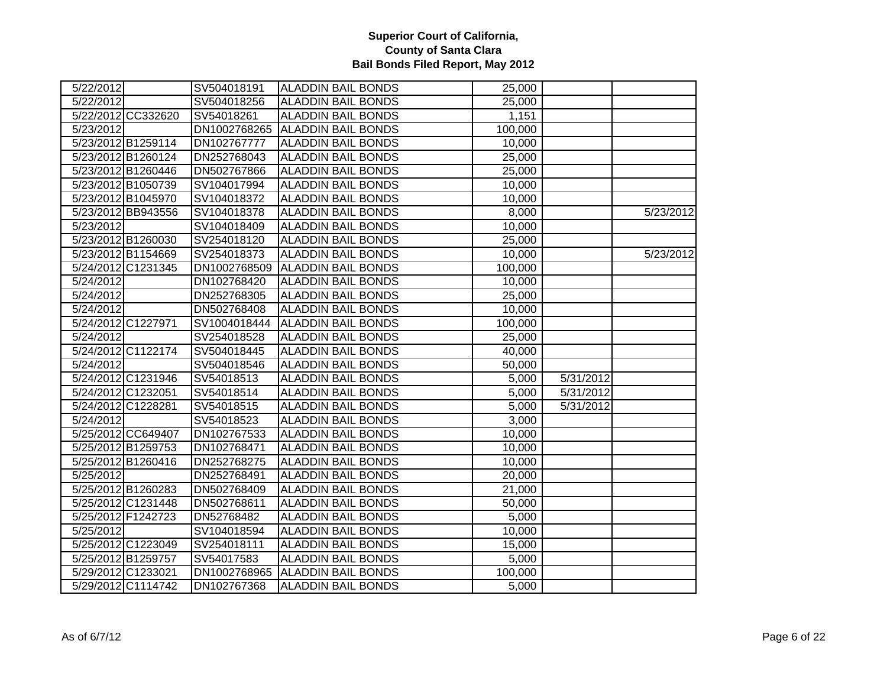**Superior Court of California,**
**County of Santa Clara**
**Bail Bonds Filed Report, May 2012**

| | | | | | | |
|---|---|---|---|---|---|---|
| 5/22/2012 | | SV504018191 | ALADDIN BAIL BONDS | 25,000 | | |
| 5/22/2012 | | SV504018256 | ALADDIN BAIL BONDS | 25,000 | | |
| 5/22/2012 | CC332620 | SV54018261 | ALADDIN BAIL BONDS | 1,151 | | |
| 5/23/2012 | | DN1002768265 | ALADDIN BAIL BONDS | 100,000 | | |
| 5/23/2012 | B1259114 | DN102767777 | ALADDIN BAIL BONDS | 10,000 | | |
| 5/23/2012 | B1260124 | DN252768043 | ALADDIN BAIL BONDS | 25,000 | | |
| 5/23/2012 | B1260446 | DN502767866 | ALADDIN BAIL BONDS | 25,000 | | |
| 5/23/2012 | B1050739 | SV104017994 | ALADDIN BAIL BONDS | 10,000 | | |
| 5/23/2012 | B1045970 | SV104018372 | ALADDIN BAIL BONDS | 10,000 | | |
| 5/23/2012 | BB943556 | SV104018378 | ALADDIN BAIL BONDS | 8,000 | | 5/23/2012 |
| 5/23/2012 | | SV104018409 | ALADDIN BAIL BONDS | 10,000 | | |
| 5/23/2012 | B1260030 | SV254018120 | ALADDIN BAIL BONDS | 25,000 | | |
| 5/23/2012 | B1154669 | SV254018373 | ALADDIN BAIL BONDS | 10,000 | | 5/23/2012 |
| 5/24/2012 | C1231345 | DN1002768509 | ALADDIN BAIL BONDS | 100,000 | | |
| 5/24/2012 | | DN102768420 | ALADDIN BAIL BONDS | 10,000 | | |
| 5/24/2012 | | DN252768305 | ALADDIN BAIL BONDS | 25,000 | | |
| 5/24/2012 | | DN502768408 | ALADDIN BAIL BONDS | 10,000 | | |
| 5/24/2012 | C1227971 | SV1004018444 | ALADDIN BAIL BONDS | 100,000 | | |
| 5/24/2012 | | SV254018528 | ALADDIN BAIL BONDS | 25,000 | | |
| 5/24/2012 | C1122174 | SV504018445 | ALADDIN BAIL BONDS | 40,000 | | |
| 5/24/2012 | | SV504018546 | ALADDIN BAIL BONDS | 50,000 | | |
| 5/24/2012 | C1231946 | SV54018513 | ALADDIN BAIL BONDS | 5,000 | 5/31/2012 | |
| 5/24/2012 | C1232051 | SV54018514 | ALADDIN BAIL BONDS | 5,000 | 5/31/2012 | |
| 5/24/2012 | C1228281 | SV54018515 | ALADDIN BAIL BONDS | 5,000 | 5/31/2012 | |
| 5/24/2012 | | SV54018523 | ALADDIN BAIL BONDS | 3,000 | | |
| 5/25/2012 | CC649407 | DN102767533 | ALADDIN BAIL BONDS | 10,000 | | |
| 5/25/2012 | B1259753 | DN102768471 | ALADDIN BAIL BONDS | 10,000 | | |
| 5/25/2012 | B1260416 | DN252768275 | ALADDIN BAIL BONDS | 10,000 | | |
| 5/25/2012 | | DN252768491 | ALADDIN BAIL BONDS | 20,000 | | |
| 5/25/2012 | B1260283 | DN502768409 | ALADDIN BAIL BONDS | 21,000 | | |
| 5/25/2012 | C1231448 | DN502768611 | ALADDIN BAIL BONDS | 50,000 | | |
| 5/25/2012 | F1242723 | DN52768482 | ALADDIN BAIL BONDS | 5,000 | | |
| 5/25/2012 | | SV104018594 | ALADDIN BAIL BONDS | 10,000 | | |
| 5/25/2012 | C1223049 | SV254018111 | ALADDIN BAIL BONDS | 15,000 | | |
| 5/25/2012 | B1259757 | SV54017583 | ALADDIN BAIL BONDS | 5,000 | | |
| 5/29/2012 | C1233021 | DN1002768965 | ALADDIN BAIL BONDS | 100,000 | | |
| 5/29/2012 | C1114742 | DN102767368 | ALADDIN BAIL BONDS | 5,000 | | |

As of 6/7/12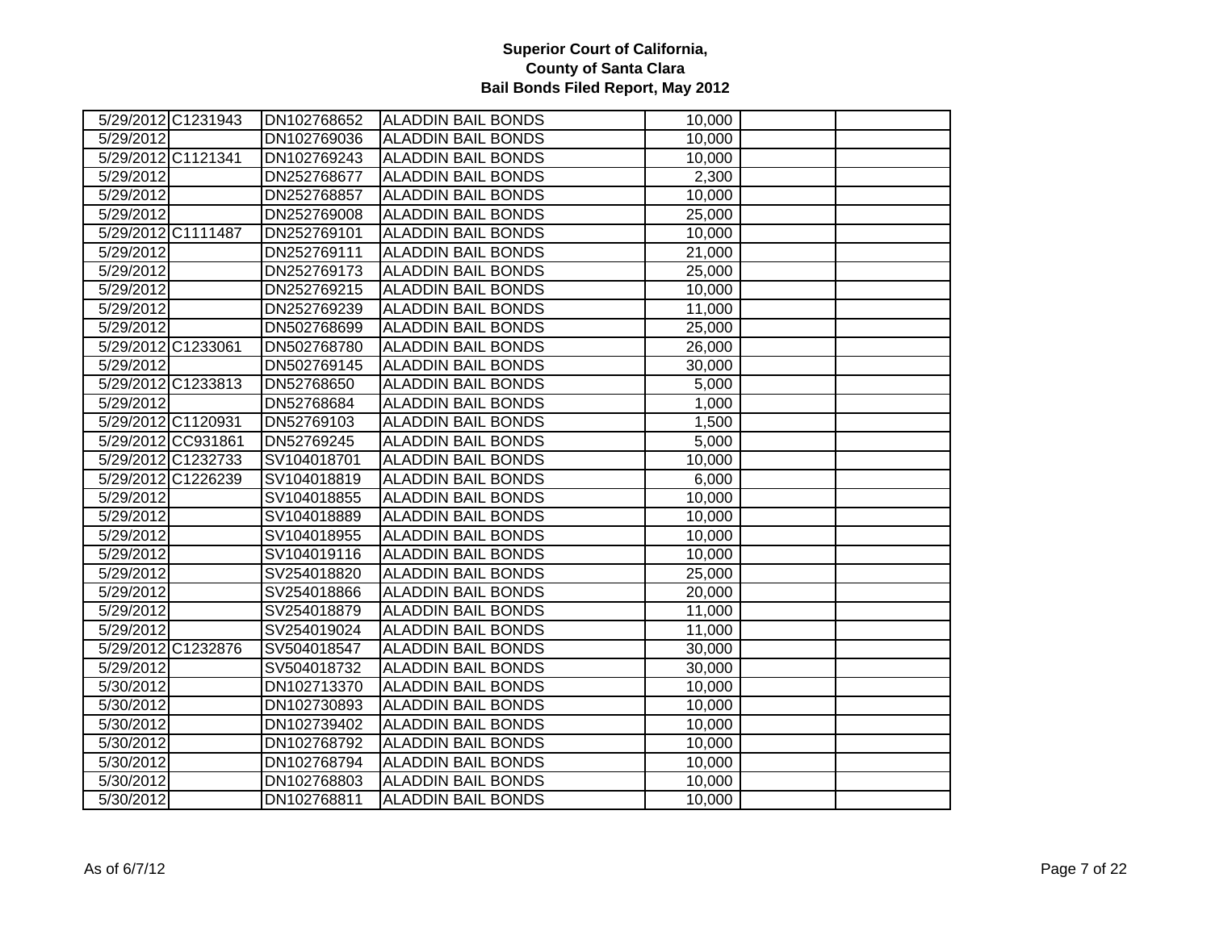**Superior Court of California,**
**County of Santa Clara**
**Bail Bonds Filed Report, May 2012**

| | | | | | | |
|---|---|---|---|---|---|---|
| 5/29/2012 | C1231943 | DN102768652 | ALADDIN BAIL BONDS | 10,000 | | |
| 5/29/2012 | | DN102769036 | ALADDIN BAIL BONDS | 10,000 | | |
| 5/29/2012 | C1121341 | DN102769243 | ALADDIN BAIL BONDS | 10,000 | | |
| 5/29/2012 | | DN252768677 | ALADDIN BAIL BONDS | 2,300 | | |
| 5/29/2012 | | DN252768857 | ALADDIN BAIL BONDS | 10,000 | | |
| 5/29/2012 | | DN252769008 | ALADDIN BAIL BONDS | 25,000 | | |
| 5/29/2012 | C1111487 | DN252769101 | ALADDIN BAIL BONDS | 10,000 | | |
| 5/29/2012 | | DN252769111 | ALADDIN BAIL BONDS | 21,000 | | |
| 5/29/2012 | | DN252769173 | ALADDIN BAIL BONDS | 25,000 | | |
| 5/29/2012 | | DN252769215 | ALADDIN BAIL BONDS | 10,000 | | |
| 5/29/2012 | | DN252769239 | ALADDIN BAIL BONDS | 11,000 | | |
| 5/29/2012 | | DN502768699 | ALADDIN BAIL BONDS | 25,000 | | |
| 5/29/2012 | C1233061 | DN502768780 | ALADDIN BAIL BONDS | 26,000 | | |
| 5/29/2012 | | DN502769145 | ALADDIN BAIL BONDS | 30,000 | | |
| 5/29/2012 | C1233813 | DN52768650 | ALADDIN BAIL BONDS | 5,000 | | |
| 5/29/2012 | | DN52768684 | ALADDIN BAIL BONDS | 1,000 | | |
| 5/29/2012 | C1120931 | DN52769103 | ALADDIN BAIL BONDS | 1,500 | | |
| 5/29/2012 | CC931861 | DN52769245 | ALADDIN BAIL BONDS | 5,000 | | |
| 5/29/2012 | C1232733 | SV104018701 | ALADDIN BAIL BONDS | 10,000 | | |
| 5/29/2012 | C1226239 | SV104018819 | ALADDIN BAIL BONDS | 6,000 | | |
| 5/29/2012 | | SV104018855 | ALADDIN BAIL BONDS | 10,000 | | |
| 5/29/2012 | | SV104018889 | ALADDIN BAIL BONDS | 10,000 | | |
| 5/29/2012 | | SV104018955 | ALADDIN BAIL BONDS | 10,000 | | |
| 5/29/2012 | | SV104019116 | ALADDIN BAIL BONDS | 10,000 | | |
| 5/29/2012 | | SV254018820 | ALADDIN BAIL BONDS | 25,000 | | |
| 5/29/2012 | | SV254018866 | ALADDIN BAIL BONDS | 20,000 | | |
| 5/29/2012 | | SV254018879 | ALADDIN BAIL BONDS | 11,000 | | |
| 5/29/2012 | | SV254019024 | ALADDIN BAIL BONDS | 11,000 | | |
| 5/29/2012 | C1232876 | SV504018547 | ALADDIN BAIL BONDS | 30,000 | | |
| 5/29/2012 | | SV504018732 | ALADDIN BAIL BONDS | 30,000 | | |
| 5/30/2012 | | DN102713370 | ALADDIN BAIL BONDS | 10,000 | | |
| 5/30/2012 | | DN102730893 | ALADDIN BAIL BONDS | 10,000 | | |
| 5/30/2012 | | DN102739402 | ALADDIN BAIL BONDS | 10,000 | | |
| 5/30/2012 | | DN102768792 | ALADDIN BAIL BONDS | 10,000 | | |
| 5/30/2012 | | DN102768794 | ALADDIN BAIL BONDS | 10,000 | | |
| 5/30/2012 | | DN102768803 | ALADDIN BAIL BONDS | 10,000 | | |
| 5/30/2012 | | DN102768811 | ALADDIN BAIL BONDS | 10,000 | | |

As of 6/7/12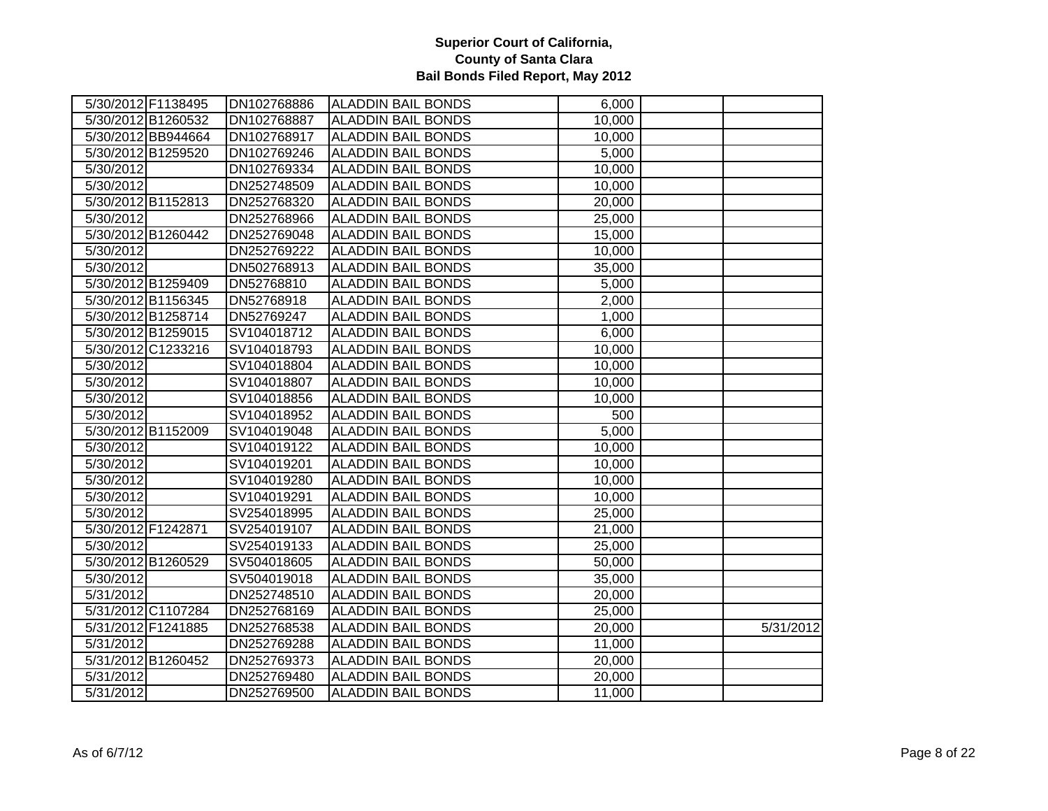**Superior Court of California,**
**County of Santa Clara**
**Bail Bonds Filed Report, May 2012**

| | | | | | | |
|---|---|---|---|---|---|---|
| 5/30/2012 | F1138495 | DN102768886 | ALADDIN BAIL BONDS | 6,000 | | |
| 5/30/2012 | B1260532 | DN102768887 | ALADDIN BAIL BONDS | 10,000 | | |
| 5/30/2012 | BB944664 | DN102768917 | ALADDIN BAIL BONDS | 10,000 | | |
| 5/30/2012 | B1259520 | DN102769246 | ALADDIN BAIL BONDS | 5,000 | | |
| 5/30/2012 | | DN102769334 | ALADDIN BAIL BONDS | 10,000 | | |
| 5/30/2012 | | DN252748509 | ALADDIN BAIL BONDS | 10,000 | | |
| 5/30/2012 | B1152813 | DN252768320 | ALADDIN BAIL BONDS | 20,000 | | |
| 5/30/2012 | | DN252768966 | ALADDIN BAIL BONDS | 25,000 | | |
| 5/30/2012 | B1260442 | DN252769048 | ALADDIN BAIL BONDS | 15,000 | | |
| 5/30/2012 | | DN252769222 | ALADDIN BAIL BONDS | 10,000 | | |
| 5/30/2012 | | DN502768913 | ALADDIN BAIL BONDS | 35,000 | | |
| 5/30/2012 | B1259409 | DN52768810 | ALADDIN BAIL BONDS | 5,000 | | |
| 5/30/2012 | B1156345 | DN52768918 | ALADDIN BAIL BONDS | 2,000 | | |
| 5/30/2012 | B1258714 | DN52769247 | ALADDIN BAIL BONDS | 1,000 | | |
| 5/30/2012 | B1259015 | SV104018712 | ALADDIN BAIL BONDS | 6,000 | | |
| 5/30/2012 | C1233216 | SV104018793 | ALADDIN BAIL BONDS | 10,000 | | |
| 5/30/2012 | | SV104018804 | ALADDIN BAIL BONDS | 10,000 | | |
| 5/30/2012 | | SV104018807 | ALADDIN BAIL BONDS | 10,000 | | |
| 5/30/2012 | | SV104018856 | ALADDIN BAIL BONDS | 10,000 | | |
| 5/30/2012 | | SV104018952 | ALADDIN BAIL BONDS | 500 | | |
| 5/30/2012 | B1152009 | SV104019048 | ALADDIN BAIL BONDS | 5,000 | | |
| 5/30/2012 | | SV104019122 | ALADDIN BAIL BONDS | 10,000 | | |
| 5/30/2012 | | SV104019201 | ALADDIN BAIL BONDS | 10,000 | | |
| 5/30/2012 | | SV104019280 | ALADDIN BAIL BONDS | 10,000 | | |
| 5/30/2012 | | SV104019291 | ALADDIN BAIL BONDS | 10,000 | | |
| 5/30/2012 | | SV254018995 | ALADDIN BAIL BONDS | 25,000 | | |
| 5/30/2012 | F1242871 | SV254019107 | ALADDIN BAIL BONDS | 21,000 | | |
| 5/30/2012 | | SV254019133 | ALADDIN BAIL BONDS | 25,000 | | |
| 5/30/2012 | B1260529 | SV504018605 | ALADDIN BAIL BONDS | 50,000 | | |
| 5/30/2012 | | SV504019018 | ALADDIN BAIL BONDS | 35,000 | | |
| 5/31/2012 | | DN252748510 | ALADDIN BAIL BONDS | 20,000 | | |
| 5/31/2012 | C1107284 | DN252768169 | ALADDIN BAIL BONDS | 25,000 | | |
| 5/31/2012 | F1241885 | DN252768538 | ALADDIN BAIL BONDS | 20,000 | | 5/31/2012 |
| 5/31/2012 | | DN252769288 | ALADDIN BAIL BONDS | 11,000 | | |
| 5/31/2012 | B1260452 | DN252769373 | ALADDIN BAIL BONDS | 20,000 | | |
| 5/31/2012 | | DN252769480 | ALADDIN BAIL BONDS | 20,000 | | |
| 5/31/2012 | | DN252769500 | ALADDIN BAIL BONDS | 11,000 | | |

As of 6/7/12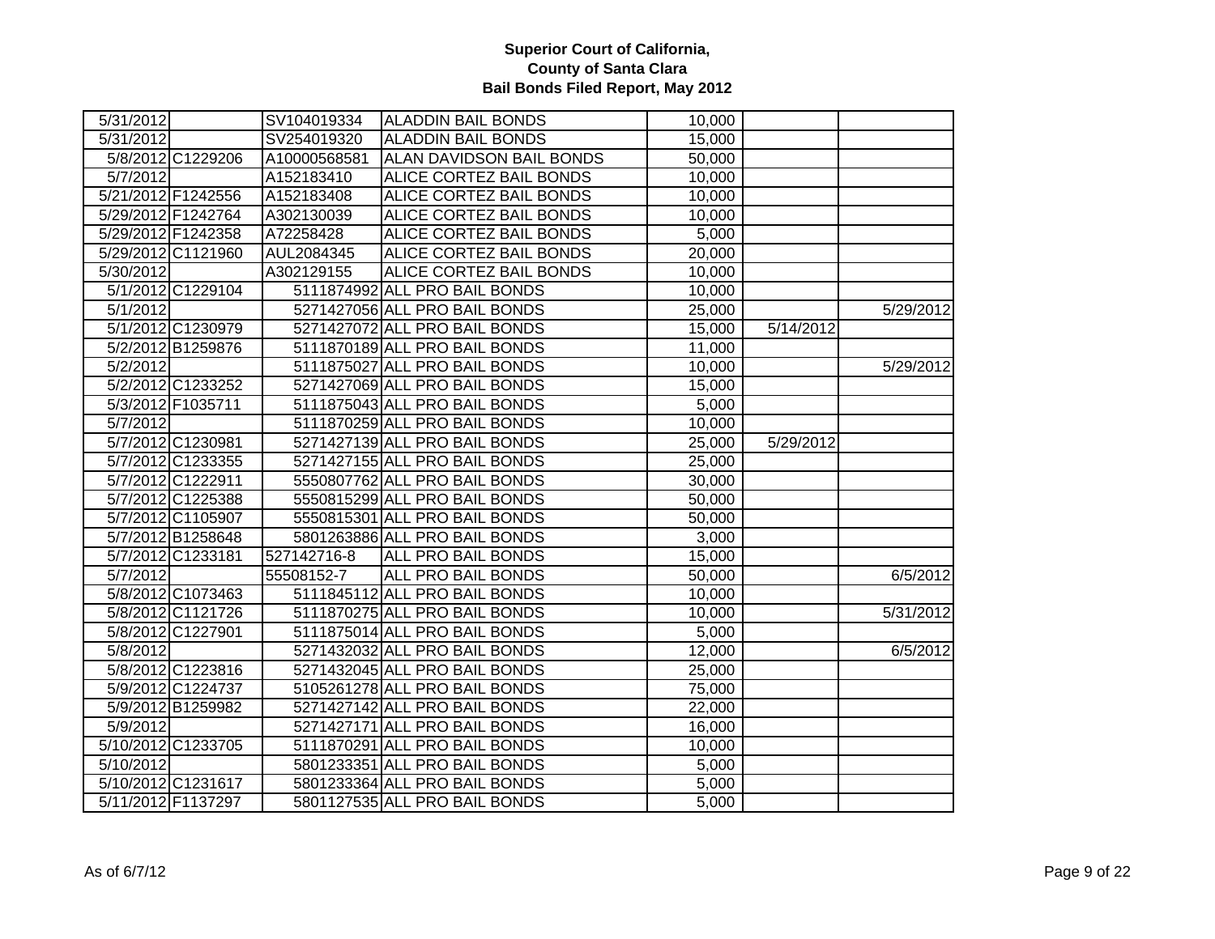# Superior Court of California,
# County of Santa Clara
# Bail Bonds Filed Report, May 2012

| | | | | | | |
|---|---|---|---|---|---|---|
| 5/31/2012 | | SV104019334 | ALADDIN BAIL BONDS | 10,000 | | |
| 5/31/2012 | | SV254019320 | ALADDIN BAIL BONDS | 15,000 | | |
| 5/8/2012 | C1229206 | A10000568581 | ALAN DAVIDSON BAIL BONDS | 50,000 | | |
| 5/7/2012 | | A152183410 | ALICE CORTEZ BAIL BONDS | 10,000 | | |
| 5/21/2012 | F1242556 | A152183408 | ALICE CORTEZ BAIL BONDS | 10,000 | | |
| 5/29/2012 | F1242764 | A302130039 | ALICE CORTEZ BAIL BONDS | 10,000 | | |
| 5/29/2012 | F1242358 | A72258428 | ALICE CORTEZ BAIL BONDS | 5,000 | | |
| 5/29/2012 | C1121960 | AUL2084345 | ALICE CORTEZ BAIL BONDS | 20,000 | | |
| 5/30/2012 | | A302129155 | ALICE CORTEZ BAIL BONDS | 10,000 | | |
| 5/1/2012 | C1229104 | 5111874992 | ALL PRO BAIL BONDS | 10,000 | | |
| 5/1/2012 | | 5271427056 | ALL PRO BAIL BONDS | 25,000 | | 5/29/2012 |
| 5/1/2012 | C1230979 | 5271427072 | ALL PRO BAIL BONDS | 15,000 | 5/14/2012 | |
| 5/2/2012 | B1259876 | 5111870189 | ALL PRO BAIL BONDS | 11,000 | | |
| 5/2/2012 | | 5111875027 | ALL PRO BAIL BONDS | 10,000 | | 5/29/2012 |
| 5/2/2012 | C1233252 | 5271427069 | ALL PRO BAIL BONDS | 15,000 | | |
| 5/3/2012 | F1035711 | 5111875043 | ALL PRO BAIL BONDS | 5,000 | | |
| 5/7/2012 | | 5111870259 | ALL PRO BAIL BONDS | 10,000 | | |
| 5/7/2012 | C1230981 | 5271427139 | ALL PRO BAIL BONDS | 25,000 | 5/29/2012 | |
| 5/7/2012 | C1233355 | 5271427155 | ALL PRO BAIL BONDS | 25,000 | | |
| 5/7/2012 | C1222911 | 5550807762 | ALL PRO BAIL BONDS | 30,000 | | |
| 5/7/2012 | C1225388 | 5550815299 | ALL PRO BAIL BONDS | 50,000 | | |
| 5/7/2012 | C1105907 | 5550815301 | ALL PRO BAIL BONDS | 50,000 | | |
| 5/7/2012 | B1258648 | 5801263886 | ALL PRO BAIL BONDS | 3,000 | | |
| 5/7/2012 | C1233181 | 527142716-8 | ALL PRO BAIL BONDS | 15,000 | | |
| 5/7/2012 | | 55508152-7 | ALL PRO BAIL BONDS | 50,000 | | 6/5/2012 |
| 5/8/2012 | C1073463 | 5111845112 | ALL PRO BAIL BONDS | 10,000 | | |
| 5/8/2012 | C1121726 | 5111870275 | ALL PRO BAIL BONDS | 10,000 | | 5/31/2012 |
| 5/8/2012 | C1227901 | 5111875014 | ALL PRO BAIL BONDS | 5,000 | | |
| 5/8/2012 | | 5271432032 | ALL PRO BAIL BONDS | 12,000 | | 6/5/2012 |
| 5/8/2012 | C1223816 | 5271432045 | ALL PRO BAIL BONDS | 25,000 | | |
| 5/9/2012 | C1224737 | 5105261278 | ALL PRO BAIL BONDS | 75,000 | | |
| 5/9/2012 | B1259982 | 5271427142 | ALL PRO BAIL BONDS | 22,000 | | |
| 5/9/2012 | | 5271427171 | ALL PRO BAIL BONDS | 16,000 | | |
| 5/10/2012 | C1233705 | 5111870291 | ALL PRO BAIL BONDS | 10,000 | | |
| 5/10/2012 | | 5801233351 | ALL PRO BAIL BONDS | 5,000 | | |
| 5/10/2012 | C1231617 | 5801233364 | ALL PRO BAIL BONDS | 5,000 | | |
| 5/11/2012 | F1137297 | 5801127535 | ALL PRO BAIL BONDS | 5,000 | | |

As of 6/7/12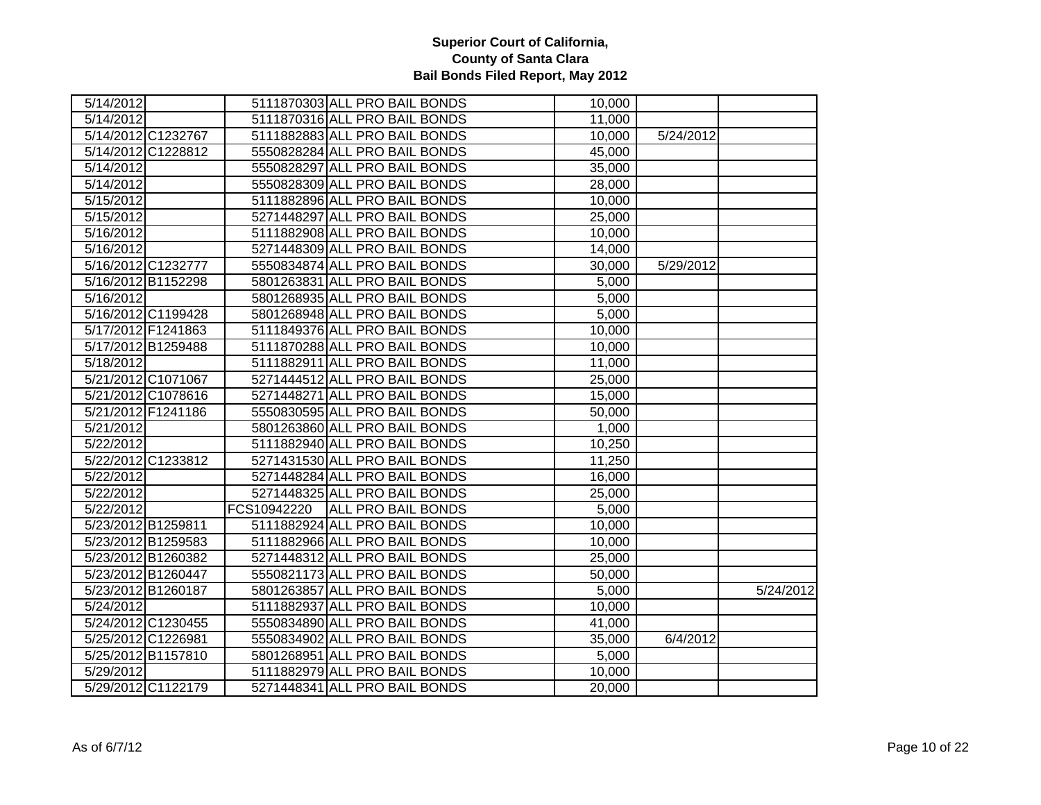# Superior Court of California, County of Santa Clara
## Bail Bonds Filed Report, May 2012

| | | | | | | |
|---|---|---|---|---|---|---|
| 5/14/2012 | | 5111870303 | ALL PRO BAIL BONDS | 10,000 | | |
| 5/14/2012 | | 5111870316 | ALL PRO BAIL BONDS | 11,000 | | |
| 5/14/2012 | C1232767 | 5111882883 | ALL PRO BAIL BONDS | 10,000 | 5/24/2012 | |
| 5/14/2012 | C1228812 | 5550828284 | ALL PRO BAIL BONDS | 45,000 | | |
| 5/14/2012 | | 5550828297 | ALL PRO BAIL BONDS | 35,000 | | |
| 5/14/2012 | | 5550828309 | ALL PRO BAIL BONDS | 28,000 | | |
| 5/15/2012 | | 5111882896 | ALL PRO BAIL BONDS | 10,000 | | |
| 5/15/2012 | | 5271448297 | ALL PRO BAIL BONDS | 25,000 | | |
| 5/16/2012 | | 5111882908 | ALL PRO BAIL BONDS | 10,000 | | |
| 5/16/2012 | | 5271448309 | ALL PRO BAIL BONDS | 14,000 | | |
| 5/16/2012 | C1232777 | 5550834874 | ALL PRO BAIL BONDS | 30,000 | 5/29/2012 | |
| 5/16/2012 | B1152298 | 5801263831 | ALL PRO BAIL BONDS | 5,000 | | |
| 5/16/2012 | | 5801268935 | ALL PRO BAIL BONDS | 5,000 | | |
| 5/16/2012 | C1199428 | 5801268948 | ALL PRO BAIL BONDS | 5,000 | | |
| 5/17/2012 | F1241863 | 5111849376 | ALL PRO BAIL BONDS | 10,000 | | |
| 5/17/2012 | B1259488 | 5111870288 | ALL PRO BAIL BONDS | 10,000 | | |
| 5/18/2012 | | 5111882911 | ALL PRO BAIL BONDS | 11,000 | | |
| 5/21/2012 | C1071067 | 5271444512 | ALL PRO BAIL BONDS | 25,000 | | |
| 5/21/2012 | C1078616 | 5271448271 | ALL PRO BAIL BONDS | 15,000 | | |
| 5/21/2012 | F1241186 | 5550830595 | ALL PRO BAIL BONDS | 50,000 | | |
| 5/21/2012 | | 5801263860 | ALL PRO BAIL BONDS | 1,000 | | |
| 5/22/2012 | | 5111882940 | ALL PRO BAIL BONDS | 10,250 | | |
| 5/22/2012 | C1233812 | 5271431530 | ALL PRO BAIL BONDS | 11,250 | | |
| 5/22/2012 | | 5271448284 | ALL PRO BAIL BONDS | 16,000 | | |
| 5/22/2012 | | 5271448325 | ALL PRO BAIL BONDS | 25,000 | | |
| 5/22/2012 | | FCS10942220 | ALL PRO BAIL BONDS | 5,000 | | |
| 5/23/2012 | B1259811 | 5111882924 | ALL PRO BAIL BONDS | 10,000 | | |
| 5/23/2012 | B1259583 | 5111882966 | ALL PRO BAIL BONDS | 10,000 | | |
| 5/23/2012 | B1260382 | 5271448312 | ALL PRO BAIL BONDS | 25,000 | | |
| 5/23/2012 | B1260447 | 5550821173 | ALL PRO BAIL BONDS | 50,000 | | |
| 5/23/2012 | B1260187 | 5801263857 | ALL PRO BAIL BONDS | 5,000 | | 5/24/2012 |
| 5/24/2012 | | 5111882937 | ALL PRO BAIL BONDS | 10,000 | | |
| 5/24/2012 | C1230455 | 5550834890 | ALL PRO BAIL BONDS | 41,000 | | |
| 5/25/2012 | C1226981 | 5550834902 | ALL PRO BAIL BONDS | 35,000 | 6/4/2012 | |
| 5/25/2012 | B1157810 | 5801268951 | ALL PRO BAIL BONDS | 5,000 | | |
| 5/29/2012 | | 5111882979 | ALL PRO BAIL BONDS | 10,000 | | |
| 5/29/2012 | C1122179 | 5271448341 | ALL PRO BAIL BONDS | 20,000 | | |

As of 6/7/12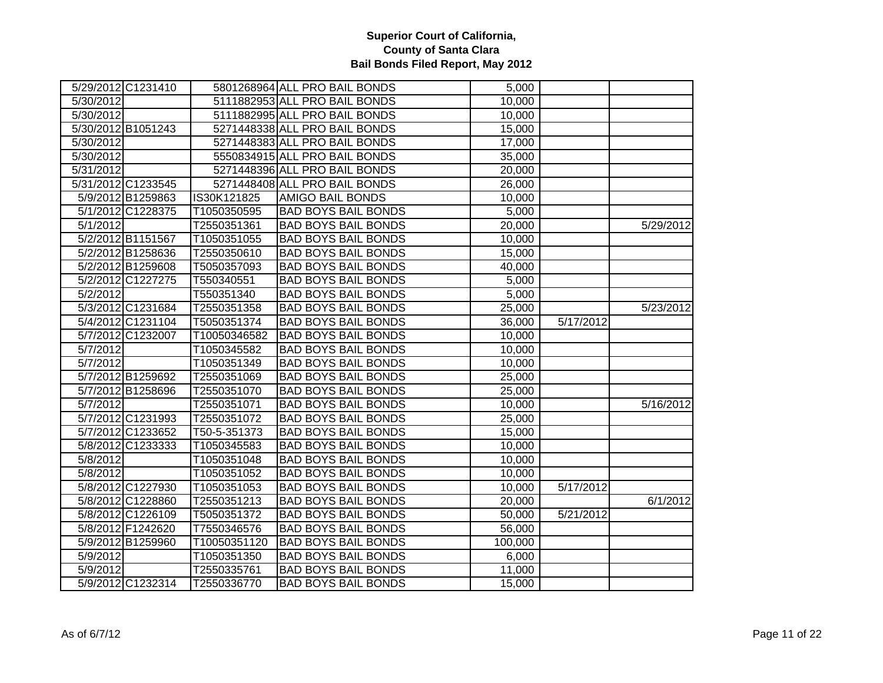# Superior Court of California, County of Santa Clara
## Bail Bonds Filed Report, May 2012

| | | | | | | |
|---|---|---|---|---|---|---|
| 5/29/2012 | C1231410 | 5801268964 | ALL PRO BAIL BONDS | 5,000 | | |
| 5/30/2012 | | 5111882953 | ALL PRO BAIL BONDS | 10,000 | | |
| 5/30/2012 | | 5111882995 | ALL PRO BAIL BONDS | 10,000 | | |
| 5/30/2012 | B1051243 | 5271448338 | ALL PRO BAIL BONDS | 15,000 | | |
| 5/30/2012 | | 5271448383 | ALL PRO BAIL BONDS | 17,000 | | |
| 5/30/2012 | | 5550834915 | ALL PRO BAIL BONDS | 35,000 | | |
| 5/31/2012 | | 5271448396 | ALL PRO BAIL BONDS | 20,000 | | |
| 5/31/2012 | C1233545 | 5271448408 | ALL PRO BAIL BONDS | 26,000 | | |
| 5/9/2012 | B1259863 | IS30K121825 | AMIGO BAIL BONDS | 10,000 | | |
| 5/1/2012 | C1228375 | T1050350595 | BAD BOYS BAIL BONDS | 5,000 | | |
| 5/1/2012 | | T2550351361 | BAD BOYS BAIL BONDS | 20,000 | | 5/29/2012 |
| 5/2/2012 | B1151567 | T1050351055 | BAD BOYS BAIL BONDS | 10,000 | | |
| 5/2/2012 | B1258636 | T2550350610 | BAD BOYS BAIL BONDS | 15,000 | | |
| 5/2/2012 | B1259608 | T5050357093 | BAD BOYS BAIL BONDS | 40,000 | | |
| 5/2/2012 | C1227275 | T550340551 | BAD BOYS BAIL BONDS | 5,000 | | |
| 5/2/2012 | | T550351340 | BAD BOYS BAIL BONDS | 5,000 | | |
| 5/3/2012 | C1231684 | T2550351358 | BAD BOYS BAIL BONDS | 25,000 | | 5/23/2012 |
| 5/4/2012 | C1231104 | T5050351374 | BAD BOYS BAIL BONDS | 36,000 | 5/17/2012 | |
| 5/7/2012 | C1232007 | T10050346582 | BAD BOYS BAIL BONDS | 10,000 | | |
| 5/7/2012 | | T1050345582 | BAD BOYS BAIL BONDS | 10,000 | | |
| 5/7/2012 | | T1050351349 | BAD BOYS BAIL BONDS | 10,000 | | |
| 5/7/2012 | B1259692 | T2550351069 | BAD BOYS BAIL BONDS | 25,000 | | |
| 5/7/2012 | B1258696 | T2550351070 | BAD BOYS BAIL BONDS | 25,000 | | |
| 5/7/2012 | | T2550351071 | BAD BOYS BAIL BONDS | 10,000 | | 5/16/2012 |
| 5/7/2012 | C1231993 | T2550351072 | BAD BOYS BAIL BONDS | 25,000 | | |
| 5/7/2012 | C1233652 | T50-5-351373 | BAD BOYS BAIL BONDS | 15,000 | | |
| 5/8/2012 | C1233333 | T1050345583 | BAD BOYS BAIL BONDS | 10,000 | | |
| 5/8/2012 | | T1050351048 | BAD BOYS BAIL BONDS | 10,000 | | |
| 5/8/2012 | | T1050351052 | BAD BOYS BAIL BONDS | 10,000 | | |
| 5/8/2012 | C1227930 | T1050351053 | BAD BOYS BAIL BONDS | 10,000 | 5/17/2012 | |
| 5/8/2012 | C1228860 | T2550351213 | BAD BOYS BAIL BONDS | 20,000 | | 6/1/2012 |
| 5/8/2012 | C1226109 | T5050351372 | BAD BOYS BAIL BONDS | 50,000 | 5/21/2012 | |
| 5/8/2012 | F1242620 | T7550346576 | BAD BOYS BAIL BONDS | 56,000 | | |
| 5/9/2012 | B1259960 | T10050351120 | BAD BOYS BAIL BONDS | 100,000 | | |
| 5/9/2012 | | T1050351350 | BAD BOYS BAIL BONDS | 6,000 | | |
| 5/9/2012 | | T2550335761 | BAD BOYS BAIL BONDS | 11,000 | | |
| 5/9/2012 | C1232314 | T2550336770 | BAD BOYS BAIL BONDS | 15,000 | | |

As of 6/7/12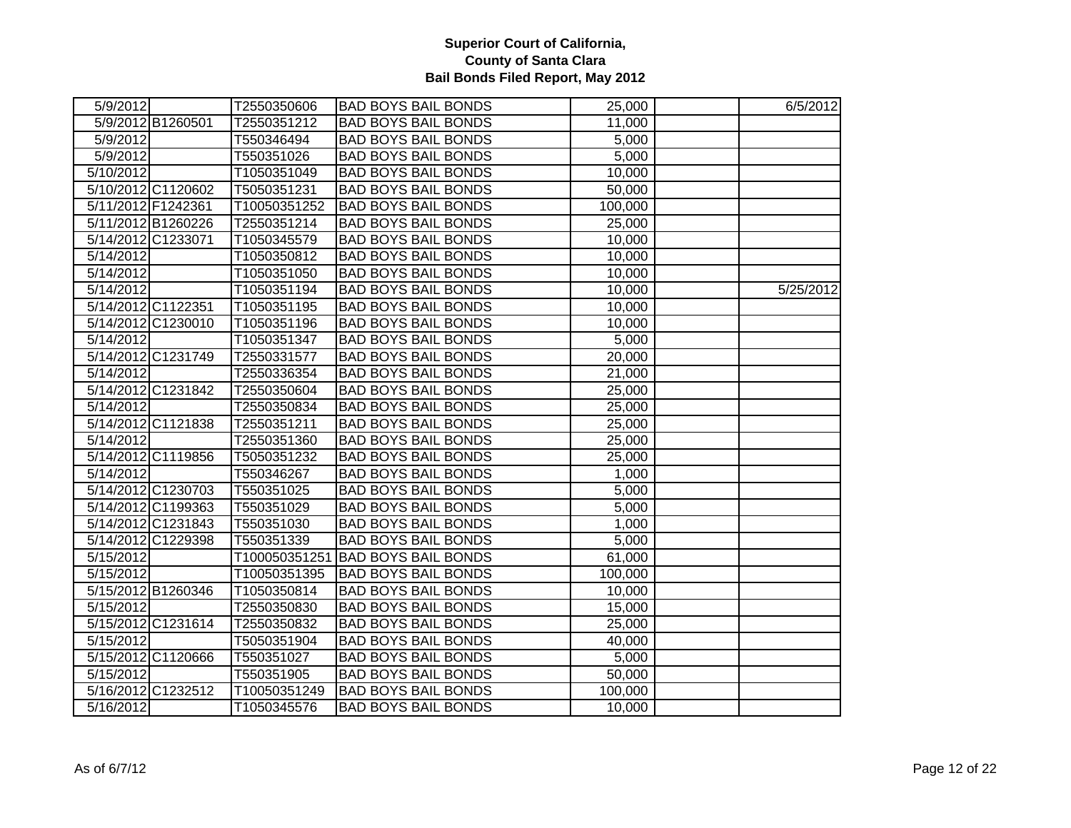**Superior Court of California,**
**County of Santa Clara**
**Bail Bonds Filed Report, May 2012**

| | | | | | | |
|---|---|---|---|---|---|---|
| 5/9/2012 | | T2550350606 | BAD BOYS BAIL BONDS | 25,000 | | 6/5/2012 |
| 5/9/2012 | B1260501 | T2550351212 | BAD BOYS BAIL BONDS | 11,000 | | |
| 5/9/2012 | | T550346494 | BAD BOYS BAIL BONDS | 5,000 | | |
| 5/9/2012 | | T550351026 | BAD BOYS BAIL BONDS | 5,000 | | |
| 5/10/2012 | | T1050351049 | BAD BOYS BAIL BONDS | 10,000 | | |
| 5/10/2012 | C1120602 | T5050351231 | BAD BOYS BAIL BONDS | 50,000 | | |
| 5/11/2012 | F1242361 | T10050351252 | BAD BOYS BAIL BONDS | 100,000 | | |
| 5/11/2012 | B1260226 | T2550351214 | BAD BOYS BAIL BONDS | 25,000 | | |
| 5/14/2012 | C1233071 | T1050345579 | BAD BOYS BAIL BONDS | 10,000 | | |
| 5/14/2012 | | T1050350812 | BAD BOYS BAIL BONDS | 10,000 | | |
| 5/14/2012 | | T1050351050 | BAD BOYS BAIL BONDS | 10,000 | | |
| 5/14/2012 | | T1050351194 | BAD BOYS BAIL BONDS | 10,000 | | 5/25/2012 |
| 5/14/2012 | C1122351 | T1050351195 | BAD BOYS BAIL BONDS | 10,000 | | |
| 5/14/2012 | C1230010 | T1050351196 | BAD BOYS BAIL BONDS | 10,000 | | |
| 5/14/2012 | | T1050351347 | BAD BOYS BAIL BONDS | 5,000 | | |
| 5/14/2012 | C1231749 | T2550331577 | BAD BOYS BAIL BONDS | 20,000 | | |
| 5/14/2012 | | T2550336354 | BAD BOYS BAIL BONDS | 21,000 | | |
| 5/14/2012 | C1231842 | T2550350604 | BAD BOYS BAIL BONDS | 25,000 | | |
| 5/14/2012 | | T2550350834 | BAD BOYS BAIL BONDS | 25,000 | | |
| 5/14/2012 | C1121838 | T2550351211 | BAD BOYS BAIL BONDS | 25,000 | | |
| 5/14/2012 | | T2550351360 | BAD BOYS BAIL BONDS | 25,000 | | |
| 5/14/2012 | C1119856 | T5050351232 | BAD BOYS BAIL BONDS | 25,000 | | |
| 5/14/2012 | | T550346267 | BAD BOYS BAIL BONDS | 1,000 | | |
| 5/14/2012 | C1230703 | T550351025 | BAD BOYS BAIL BONDS | 5,000 | | |
| 5/14/2012 | C1199363 | T550351029 | BAD BOYS BAIL BONDS | 5,000 | | |
| 5/14/2012 | C1231843 | T550351030 | BAD BOYS BAIL BONDS | 1,000 | | |
| 5/14/2012 | C1229398 | T550351339 | BAD BOYS BAIL BONDS | 5,000 | | |
| 5/15/2012 | | T100050351251 | BAD BOYS BAIL BONDS | 61,000 | | |
| 5/15/2012 | | T10050351395 | BAD BOYS BAIL BONDS | 100,000 | | |
| 5/15/2012 | B1260346 | T1050350814 | BAD BOYS BAIL BONDS | 10,000 | | |
| 5/15/2012 | | T2550350830 | BAD BOYS BAIL BONDS | 15,000 | | |
| 5/15/2012 | C1231614 | T2550350832 | BAD BOYS BAIL BONDS | 25,000 | | |
| 5/15/2012 | | T5050351904 | BAD BOYS BAIL BONDS | 40,000 | | |
| 5/15/2012 | C1120666 | T550351027 | BAD BOYS BAIL BONDS | 5,000 | | |
| 5/15/2012 | | T550351905 | BAD BOYS BAIL BONDS | 50,000 | | |
| 5/16/2012 | C1232512 | T10050351249 | BAD BOYS BAIL BONDS | 100,000 | | |
| 5/16/2012 | | T1050345576 | BAD BOYS BAIL BONDS | 10,000 | | |

As of 6/7/12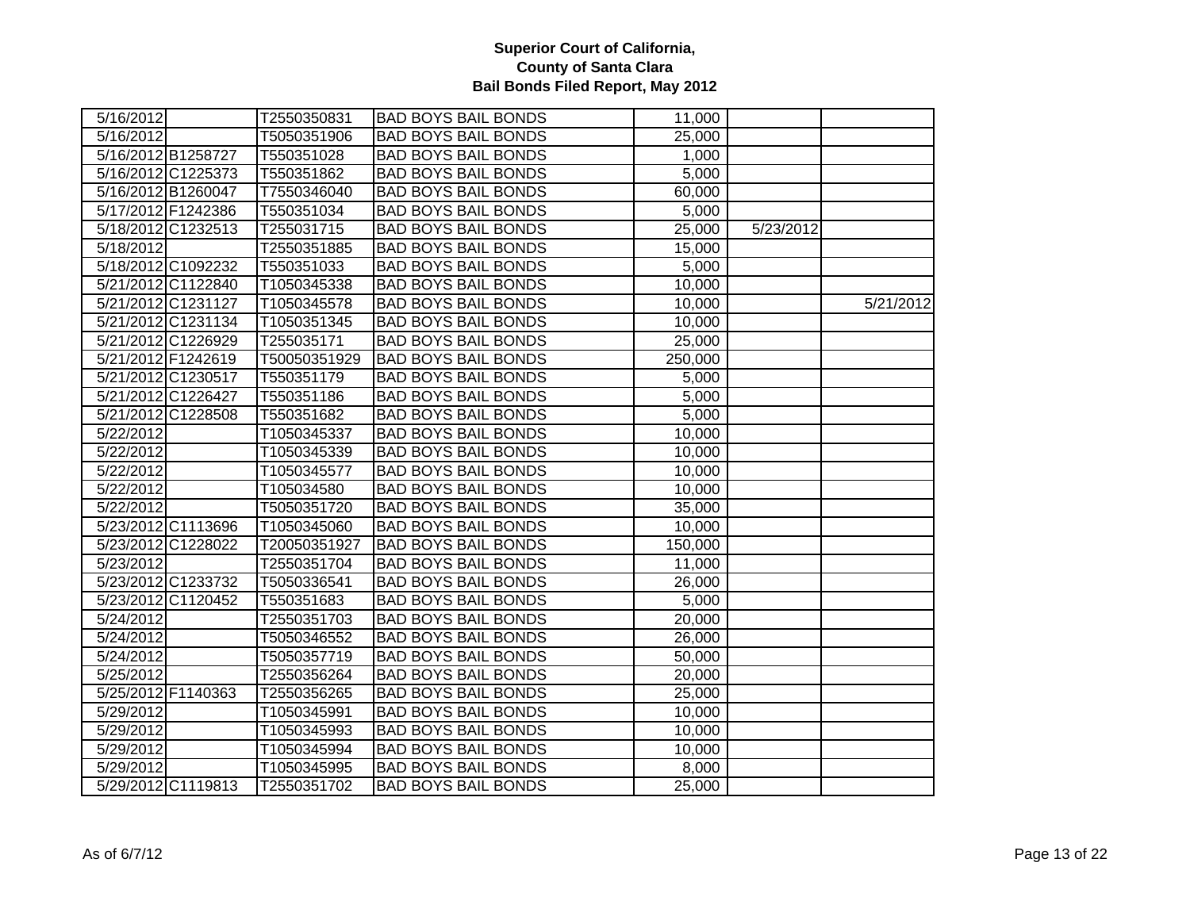**Superior Court of California,**
**County of Santa Clara**
**Bail Bonds Filed Report, May 2012**

| | | | | | | |
|---|---|---|---|---|---|---|
| 5/16/2012 | | T2550350831 | BAD BOYS BAIL BONDS | 11,000 | | |
| 5/16/2012 | | T5050351906 | BAD BOYS BAIL BONDS | 25,000 | | |
| 5/16/2012 | B1258727 | T550351028 | BAD BOYS BAIL BONDS | 1,000 | | |
| 5/16/2012 | C1225373 | T550351862 | BAD BOYS BAIL BONDS | 5,000 | | |
| 5/16/2012 | B1260047 | T7550346040 | BAD BOYS BAIL BONDS | 60,000 | | |
| 5/17/2012 | F1242386 | T550351034 | BAD BOYS BAIL BONDS | 5,000 | | |
| 5/18/2012 | C1232513 | T255031715 | BAD BOYS BAIL BONDS | 25,000 | 5/23/2012 | |
| 5/18/2012 | | T2550351885 | BAD BOYS BAIL BONDS | 15,000 | | |
| 5/18/2012 | C1092232 | T550351033 | BAD BOYS BAIL BONDS | 5,000 | | |
| 5/21/2012 | C1122840 | T1050345338 | BAD BOYS BAIL BONDS | 10,000 | | |
| 5/21/2012 | C1231127 | T1050345578 | BAD BOYS BAIL BONDS | 10,000 | | 5/21/2012 |
| 5/21/2012 | C1231134 | T1050351345 | BAD BOYS BAIL BONDS | 10,000 | | |
| 5/21/2012 | C1226929 | T255035171 | BAD BOYS BAIL BONDS | 25,000 | | |
| 5/21/2012 | F1242619 | T50050351929 | BAD BOYS BAIL BONDS | 250,000 | | |
| 5/21/2012 | C1230517 | T550351179 | BAD BOYS BAIL BONDS | 5,000 | | |
| 5/21/2012 | C1226427 | T550351186 | BAD BOYS BAIL BONDS | 5,000 | | |
| 5/21/2012 | C1228508 | T550351682 | BAD BOYS BAIL BONDS | 5,000 | | |
| 5/22/2012 | | T1050345337 | BAD BOYS BAIL BONDS | 10,000 | | |
| 5/22/2012 | | T1050345339 | BAD BOYS BAIL BONDS | 10,000 | | |
| 5/22/2012 | | T1050345577 | BAD BOYS BAIL BONDS | 10,000 | | |
| 5/22/2012 | | T105034580 | BAD BOYS BAIL BONDS | 10,000 | | |
| 5/22/2012 | | T5050351720 | BAD BOYS BAIL BONDS | 35,000 | | |
| 5/23/2012 | C1113696 | T1050345060 | BAD BOYS BAIL BONDS | 10,000 | | |
| 5/23/2012 | C1228022 | T20050351927 | BAD BOYS BAIL BONDS | 150,000 | | |
| 5/23/2012 | | T2550351704 | BAD BOYS BAIL BONDS | 11,000 | | |
| 5/23/2012 | C1233732 | T5050336541 | BAD BOYS BAIL BONDS | 26,000 | | |
| 5/23/2012 | C1120452 | T550351683 | BAD BOYS BAIL BONDS | 5,000 | | |
| 5/24/2012 | | T2550351703 | BAD BOYS BAIL BONDS | 20,000 | | |
| 5/24/2012 | | T5050346552 | BAD BOYS BAIL BONDS | 26,000 | | |
| 5/24/2012 | | T5050357719 | BAD BOYS BAIL BONDS | 50,000 | | |
| 5/25/2012 | | T2550356264 | BAD BOYS BAIL BONDS | 20,000 | | |
| 5/25/2012 | F1140363 | T2550356265 | BAD BOYS BAIL BONDS | 25,000 | | |
| 5/29/2012 | | T1050345991 | BAD BOYS BAIL BONDS | 10,000 | | |
| 5/29/2012 | | T1050345993 | BAD BOYS BAIL BONDS | 10,000 | | |
| 5/29/2012 | | T1050345994 | BAD BOYS BAIL BONDS | 10,000 | | |
| 5/29/2012 | | T1050345995 | BAD BOYS BAIL BONDS | 8,000 | | |
| 5/29/2012 | C1119813 | T2550351702 | BAD BOYS BAIL BONDS | 25,000 | | |

As of 6/7/12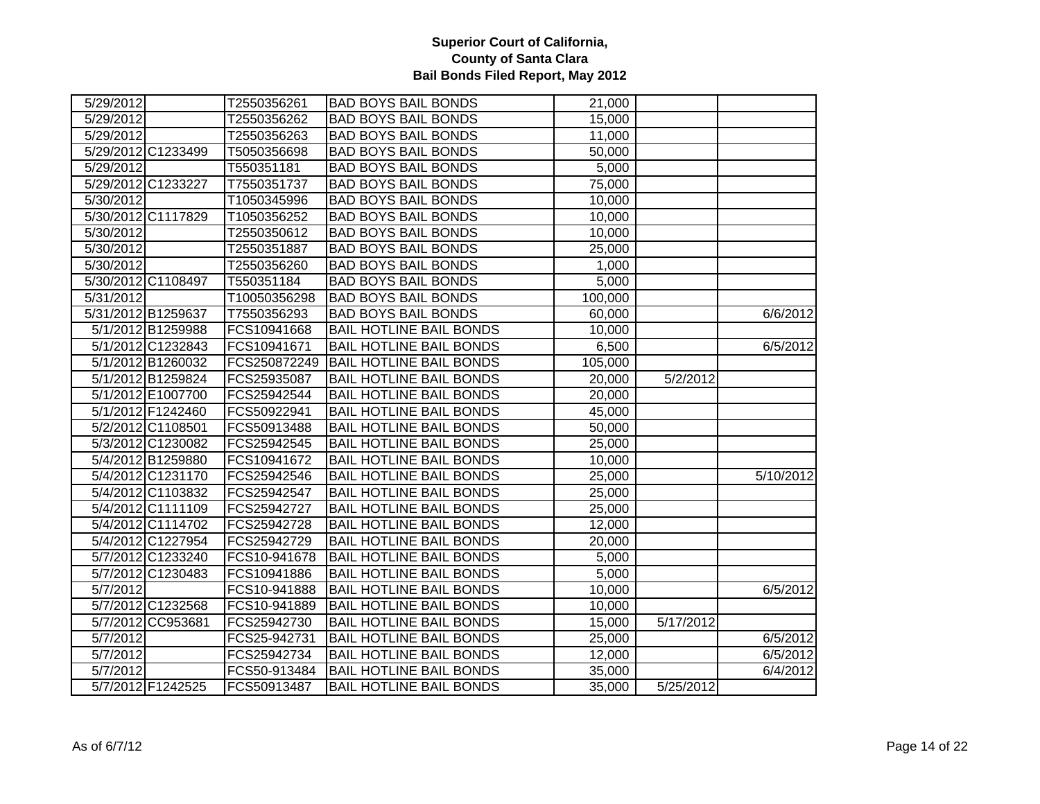# Superior Court of California,
# County of Santa Clara
# Bail Bonds Filed Report, May 2012

| | | | | | | |
|---|---|---|---|---|---|---|
| 5/29/2012 | | T2550356261 | BAD BOYS BAIL BONDS | 21,000 | | |
| 5/29/2012 | | T2550356262 | BAD BOYS BAIL BONDS | 15,000 | | |
| 5/29/2012 | | T2550356263 | BAD BOYS BAIL BONDS | 11,000 | | |
| 5/29/2012 | C1233499 | T5050356698 | BAD BOYS BAIL BONDS | 50,000 | | |
| 5/29/2012 | | T550351181 | BAD BOYS BAIL BONDS | 5,000 | | |
| 5/29/2012 | C1233227 | T7550351737 | BAD BOYS BAIL BONDS | 75,000 | | |
| 5/30/2012 | | T1050345996 | BAD BOYS BAIL BONDS | 10,000 | | |
| 5/30/2012 | C1117829 | T1050356252 | BAD BOYS BAIL BONDS | 10,000 | | |
| 5/30/2012 | | T2550350612 | BAD BOYS BAIL BONDS | 10,000 | | |
| 5/30/2012 | | T2550351887 | BAD BOYS BAIL BONDS | 25,000 | | |
| 5/30/2012 | | T2550356260 | BAD BOYS BAIL BONDS | 1,000 | | |
| 5/30/2012 | C1108497 | T550351184 | BAD BOYS BAIL BONDS | 5,000 | | |
| 5/31/2012 | | T10050356298 | BAD BOYS BAIL BONDS | 100,000 | | |
| 5/31/2012 | B1259637 | T7550356293 | BAD BOYS BAIL BONDS | 60,000 | | 6/6/2012 |
| 5/1/2012 | B1259988 | FCS10941668 | BAIL HOTLINE BAIL BONDS | 10,000 | | |
| 5/1/2012 | C1232843 | FCS10941671 | BAIL HOTLINE BAIL BONDS | 6,500 | | 6/5/2012 |
| 5/1/2012 | B1260032 | FCS250872249 | BAIL HOTLINE BAIL BONDS | 105,000 | | |
| 5/1/2012 | B1259824 | FCS25935087 | BAIL HOTLINE BAIL BONDS | 20,000 | 5/2/2012 | |
| 5/1/2012 | E1007700 | FCS25942544 | BAIL HOTLINE BAIL BONDS | 20,000 | | |
| 5/1/2012 | F1242460 | FCS50922941 | BAIL HOTLINE BAIL BONDS | 45,000 | | |
| 5/2/2012 | C1108501 | FCS50913488 | BAIL HOTLINE BAIL BONDS | 50,000 | | |
| 5/3/2012 | C1230082 | FCS25942545 | BAIL HOTLINE BAIL BONDS | 25,000 | | |
| 5/4/2012 | B1259880 | FCS10941672 | BAIL HOTLINE BAIL BONDS | 10,000 | | |
| 5/4/2012 | C1231170 | FCS25942546 | BAIL HOTLINE BAIL BONDS | 25,000 | | 5/10/2012 |
| 5/4/2012 | C1103832 | FCS25942547 | BAIL HOTLINE BAIL BONDS | 25,000 | | |
| 5/4/2012 | C1111109 | FCS25942727 | BAIL HOTLINE BAIL BONDS | 25,000 | | |
| 5/4/2012 | C1114702 | FCS25942728 | BAIL HOTLINE BAIL BONDS | 12,000 | | |
| 5/4/2012 | C1227954 | FCS25942729 | BAIL HOTLINE BAIL BONDS | 20,000 | | |
| 5/7/2012 | C1233240 | FCS10-941678 | BAIL HOTLINE BAIL BONDS | 5,000 | | |
| 5/7/2012 | C1230483 | FCS10941886 | BAIL HOTLINE BAIL BONDS | 5,000 | | |
| 5/7/2012 | | FCS10-941888 | BAIL HOTLINE BAIL BONDS | 10,000 | | 6/5/2012 |
| 5/7/2012 | C1232568 | FCS10-941889 | BAIL HOTLINE BAIL BONDS | 10,000 | | |
| 5/7/2012 | CC953681 | FCS25942730 | BAIL HOTLINE BAIL BONDS | 15,000 | 5/17/2012 | |
| 5/7/2012 | | FCS25-942731 | BAIL HOTLINE BAIL BONDS | 25,000 | | 6/5/2012 |
| 5/7/2012 | | FCS25942734 | BAIL HOTLINE BAIL BONDS | 12,000 | | 6/5/2012 |
| 5/7/2012 | | FCS50-913484 | BAIL HOTLINE BAIL BONDS | 35,000 | | 6/4/2012 |
| 5/7/2012 | F1242525 | FCS50913487 | BAIL HOTLINE BAIL BONDS | 35,000 | 5/25/2012 | |

As of 6/7/12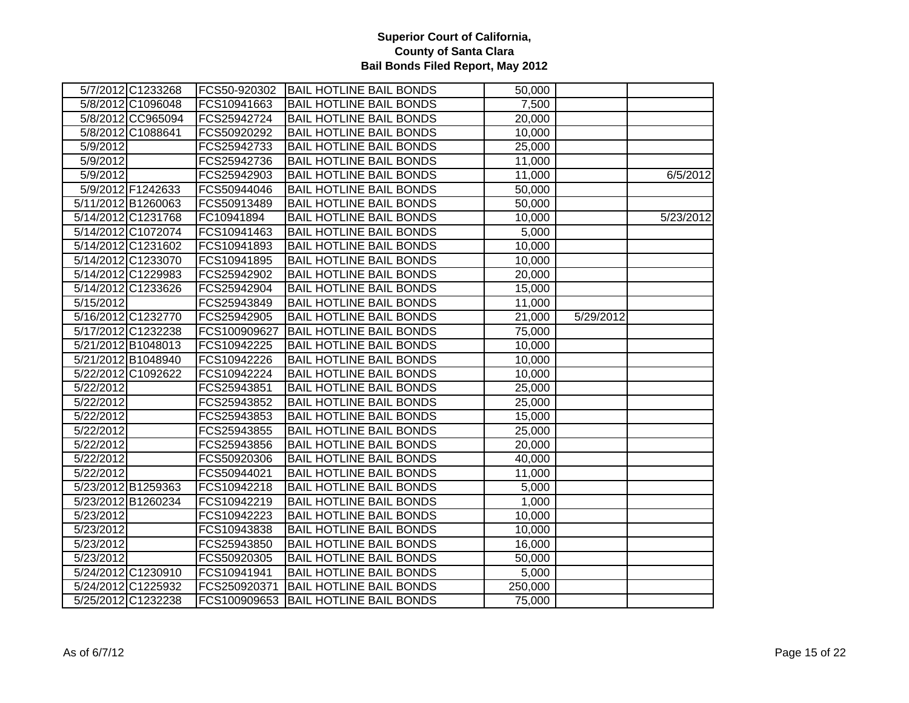**Superior Court of California,**
**County of Santa Clara**
**Bail Bonds Filed Report, May 2012**

| | | | | | | |
|---|---|---|---|---|---|---|
| 5/7/2012 | C1233268 | FCS50-920302 | BAIL HOTLINE BAIL BONDS | 50,000 | | |
| 5/8/2012 | C1096048 | FCS10941663 | BAIL HOTLINE BAIL BONDS | 7,500 | | |
| 5/8/2012 | CC965094 | FCS25942724 | BAIL HOTLINE BAIL BONDS | 20,000 | | |
| 5/8/2012 | C1088641 | FCS50920292 | BAIL HOTLINE BAIL BONDS | 10,000 | | |
| 5/9/2012 | | FCS25942733 | BAIL HOTLINE BAIL BONDS | 25,000 | | |
| 5/9/2012 | | FCS25942736 | BAIL HOTLINE BAIL BONDS | 11,000 | | |
| 5/9/2012 | | FCS25942903 | BAIL HOTLINE BAIL BONDS | 11,000 | | 6/5/2012 |
| 5/9/2012 | F1242633 | FCS50944046 | BAIL HOTLINE BAIL BONDS | 50,000 | | |
| 5/11/2012 | B1260063 | FCS50913489 | BAIL HOTLINE BAIL BONDS | 50,000 | | |
| 5/14/2012 | C1231768 | FC10941894 | BAIL HOTLINE BAIL BONDS | 10,000 | | 5/23/2012 |
| 5/14/2012 | C1072074 | FCS10941463 | BAIL HOTLINE BAIL BONDS | 5,000 | | |
| 5/14/2012 | C1231602 | FCS10941893 | BAIL HOTLINE BAIL BONDS | 10,000 | | |
| 5/14/2012 | C1233070 | FCS10941895 | BAIL HOTLINE BAIL BONDS | 10,000 | | |
| 5/14/2012 | C1229983 | FCS25942902 | BAIL HOTLINE BAIL BONDS | 20,000 | | |
| 5/14/2012 | C1233626 | FCS25942904 | BAIL HOTLINE BAIL BONDS | 15,000 | | |
| 5/15/2012 | | FCS25943849 | BAIL HOTLINE BAIL BONDS | 11,000 | | |
| 5/16/2012 | C1232770 | FCS25942905 | BAIL HOTLINE BAIL BONDS | 21,000 | 5/29/2012 | |
| 5/17/2012 | C1232238 | FCS100909627 | BAIL HOTLINE BAIL BONDS | 75,000 | | |
| 5/21/2012 | B1048013 | FCS10942225 | BAIL HOTLINE BAIL BONDS | 10,000 | | |
| 5/21/2012 | B1048940 | FCS10942226 | BAIL HOTLINE BAIL BONDS | 10,000 | | |
| 5/22/2012 | C1092622 | FCS10942224 | BAIL HOTLINE BAIL BONDS | 10,000 | | |
| 5/22/2012 | | FCS25943851 | BAIL HOTLINE BAIL BONDS | 25,000 | | |
| 5/22/2012 | | FCS25943852 | BAIL HOTLINE BAIL BONDS | 25,000 | | |
| 5/22/2012 | | FCS25943853 | BAIL HOTLINE BAIL BONDS | 15,000 | | |
| 5/22/2012 | | FCS25943855 | BAIL HOTLINE BAIL BONDS | 25,000 | | |
| 5/22/2012 | | FCS25943856 | BAIL HOTLINE BAIL BONDS | 20,000 | | |
| 5/22/2012 | | FCS50920306 | BAIL HOTLINE BAIL BONDS | 40,000 | | |
| 5/22/2012 | | FCS50944021 | BAIL HOTLINE BAIL BONDS | 11,000 | | |
| 5/23/2012 | B1259363 | FCS10942218 | BAIL HOTLINE BAIL BONDS | 5,000 | | |
| 5/23/2012 | B1260234 | FCS10942219 | BAIL HOTLINE BAIL BONDS | 1,000 | | |
| 5/23/2012 | | FCS10942223 | BAIL HOTLINE BAIL BONDS | 10,000 | | |
| 5/23/2012 | | FCS10943838 | BAIL HOTLINE BAIL BONDS | 10,000 | | |
| 5/23/2012 | | FCS25943850 | BAIL HOTLINE BAIL BONDS | 16,000 | | |
| 5/23/2012 | | FCS50920305 | BAIL HOTLINE BAIL BONDS | 50,000 | | |
| 5/24/2012 | C1230910 | FCS10941941 | BAIL HOTLINE BAIL BONDS | 5,000 | | |
| 5/24/2012 | C1225932 | FCS250920371 | BAIL HOTLINE BAIL BONDS | 250,000 | | |
| 5/25/2012 | C1232238 | FCS100909653 | BAIL HOTLINE BAIL BONDS | 75,000 | | |

As of 6/7/12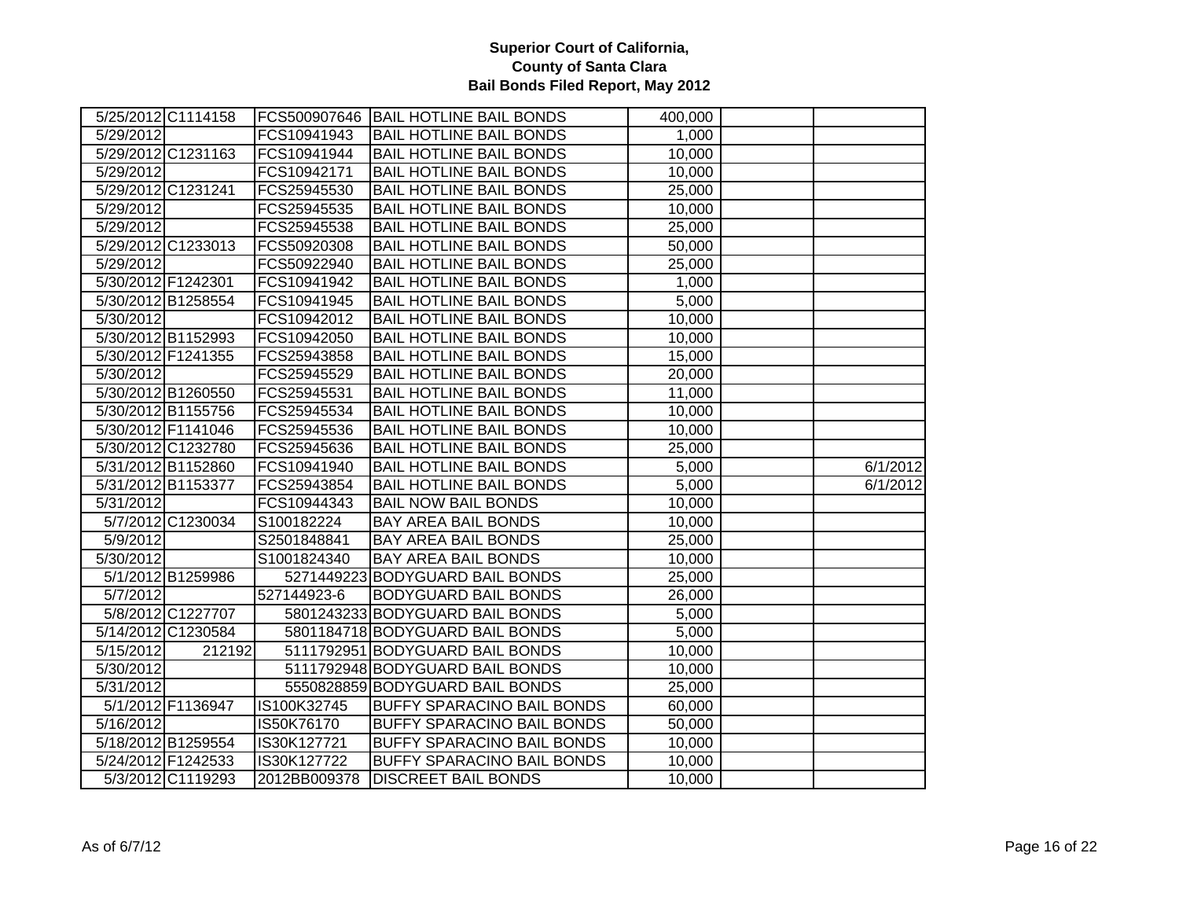# Superior Court of California, County of Santa Clara
## Bail Bonds Filed Report, May 2012

| | | | | | | |
|---|---|---|---|---|---|---|
| 5/25/2012 | C1114158 | FCS500907646 | BAIL HOTLINE BAIL BONDS | 400,000 | | |
| 5/29/2012 | | FCS10941943 | BAIL HOTLINE BAIL BONDS | 1,000 | | |
| 5/29/2012 | C1231163 | FCS10941944 | BAIL HOTLINE BAIL BONDS | 10,000 | | |
| 5/29/2012 | | FCS10942171 | BAIL HOTLINE BAIL BONDS | 10,000 | | |
| 5/29/2012 | C1231241 | FCS25945530 | BAIL HOTLINE BAIL BONDS | 25,000 | | |
| 5/29/2012 | | FCS25945535 | BAIL HOTLINE BAIL BONDS | 10,000 | | |
| 5/29/2012 | | FCS25945538 | BAIL HOTLINE BAIL BONDS | 25,000 | | |
| 5/29/2012 | C1233013 | FCS50920308 | BAIL HOTLINE BAIL BONDS | 50,000 | | |
| 5/29/2012 | | FCS50922940 | BAIL HOTLINE BAIL BONDS | 25,000 | | |
| 5/30/2012 | F1242301 | FCS10941942 | BAIL HOTLINE BAIL BONDS | 1,000 | | |
| 5/30/2012 | B1258554 | FCS10941945 | BAIL HOTLINE BAIL BONDS | 5,000 | | |
| 5/30/2012 | | FCS10942012 | BAIL HOTLINE BAIL BONDS | 10,000 | | |
| 5/30/2012 | B1152993 | FCS10942050 | BAIL HOTLINE BAIL BONDS | 10,000 | | |
| 5/30/2012 | F1241355 | FCS25943858 | BAIL HOTLINE BAIL BONDS | 15,000 | | |
| 5/30/2012 | | FCS25945529 | BAIL HOTLINE BAIL BONDS | 20,000 | | |
| 5/30/2012 | B1260550 | FCS25945531 | BAIL HOTLINE BAIL BONDS | 11,000 | | |
| 5/30/2012 | B1155756 | FCS25945534 | BAIL HOTLINE BAIL BONDS | 10,000 | | |
| 5/30/2012 | F1141046 | FCS25945536 | BAIL HOTLINE BAIL BONDS | 10,000 | | |
| 5/30/2012 | C1232780 | FCS25945636 | BAIL HOTLINE BAIL BONDS | 25,000 | | |
| 5/31/2012 | B1152860 | FCS10941940 | BAIL HOTLINE BAIL BONDS | 5,000 | | 6/1/2012 |
| 5/31/2012 | B1153377 | FCS25943854 | BAIL HOTLINE BAIL BONDS | 5,000 | | 6/1/2012 |
| 5/31/2012 | | FCS10944343 | BAIL NOW BAIL BONDS | 10,000 | | |
| 5/7/2012 | C1230034 | S100182224 | BAY AREA BAIL BONDS | 10,000 | | |
| 5/9/2012 | | S2501848841 | BAY AREA BAIL BONDS | 25,000 | | |
| 5/30/2012 | | S1001824340 | BAY AREA BAIL BONDS | 10,000 | | |
| 5/1/2012 | B1259986 | 5271449223 | BODYGUARD BAIL BONDS | 25,000 | | |
| 5/7/2012 | | 527144923-6 | BODYGUARD BAIL BONDS | 26,000 | | |
| 5/8/2012 | C1227707 | 5801243233 | BODYGUARD BAIL BONDS | 5,000 | | |
| 5/14/2012 | C1230584 | 5801184718 | BODYGUARD BAIL BONDS | 5,000 | | |
| 5/15/2012 | 212192 | 5111792951 | BODYGUARD BAIL BONDS | 10,000 | | |
| 5/30/2012 | | 5111792948 | BODYGUARD BAIL BONDS | 10,000 | | |
| 5/31/2012 | | 5550828859 | BODYGUARD BAIL BONDS | 25,000 | | |
| 5/1/2012 | F1136947 | IS100K32745 | BUFFY SPARACINO BAIL BONDS | 60,000 | | |
| 5/16/2012 | | IS50K76170 | BUFFY SPARACINO BAIL BONDS | 50,000 | | |
| 5/18/2012 | B1259554 | IS30K127721 | BUFFY SPARACINO BAIL BONDS | 10,000 | | |
| 5/24/2012 | F1242533 | IS30K127722 | BUFFY SPARACINO BAIL BONDS | 10,000 | | |
| 5/3/2012 | C1119293 | 2012BB009378 | DISCREET BAIL BONDS | 10,000 | | |

As of 6/7/12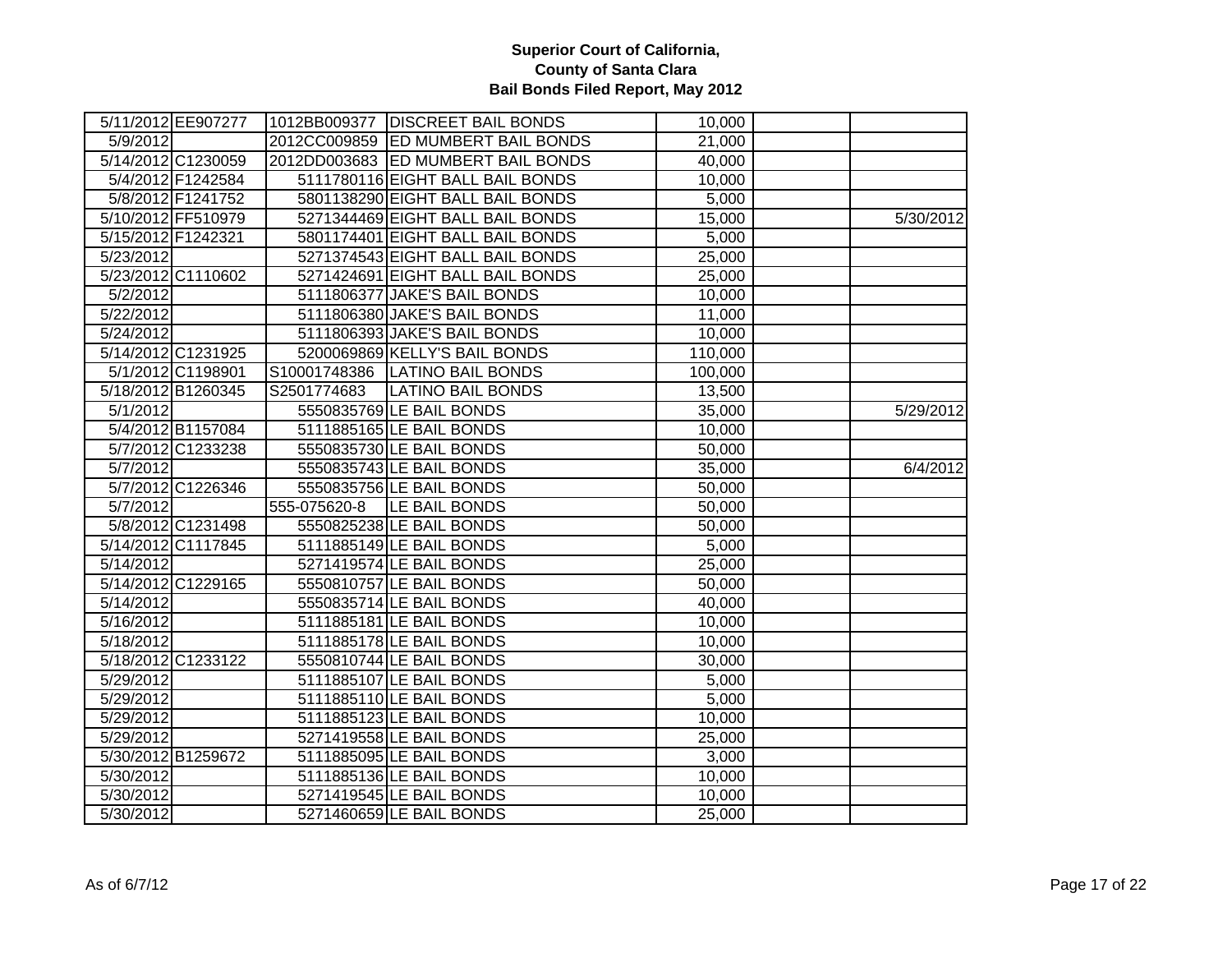**Superior Court of California,**
**County of Santa Clara**
**Bail Bonds Filed Report, May 2012**

| | | | | | | |
|---|---|---|---|---|---|---|
| 5/11/2012 | EE907277 | 1012BB009377 | DISCREET BAIL BONDS | 10,000 | | |
| 5/9/2012 | | 2012CC009859 | ED MUMBERT BAIL BONDS | 21,000 | | |
| 5/14/2012 | C1230059 | 2012DD003683 | ED MUMBERT BAIL BONDS | 40,000 | | |
| 5/4/2012 | F1242584 | 5111780116 | EIGHT BALL BAIL BONDS | 10,000 | | |
| 5/8/2012 | F1241752 | 5801138290 | EIGHT BALL BAIL BONDS | 5,000 | | |
| 5/10/2012 | FF510979 | 5271344469 | EIGHT BALL BAIL BONDS | 15,000 | | 5/30/2012 |
| 5/15/2012 | F1242321 | 5801174401 | EIGHT BALL BAIL BONDS | 5,000 | | |
| 5/23/2012 | | 5271374543 | EIGHT BALL BAIL BONDS | 25,000 | | |
| 5/23/2012 | C1110602 | 5271424691 | EIGHT BALL BAIL BONDS | 25,000 | | |
| 5/2/2012 | | 5111806377 | JAKE'S BAIL BONDS | 10,000 | | |
| 5/22/2012 | | 5111806380 | JAKE'S BAIL BONDS | 11,000 | | |
| 5/24/2012 | | 5111806393 | JAKE'S BAIL BONDS | 10,000 | | |
| 5/14/2012 | C1231925 | 5200069869 | KELLY'S BAIL BONDS | 110,000 | | |
| 5/1/2012 | C1198901 | S10001748386 | LATINO BAIL BONDS | 100,000 | | |
| 5/18/2012 | B1260345 | S2501774683 | LATINO BAIL BONDS | 13,500 | | |
| 5/1/2012 | | 5550835769 | LE BAIL BONDS | 35,000 | | 5/29/2012 |
| 5/4/2012 | B1157084 | 5111885165 | LE BAIL BONDS | 10,000 | | |
| 5/7/2012 | C1233238 | 5550835730 | LE BAIL BONDS | 50,000 | | |
| 5/7/2012 | | 5550835743 | LE BAIL BONDS | 35,000 | | 6/4/2012 |
| 5/7/2012 | C1226346 | 5550835756 | LE BAIL BONDS | 50,000 | | |
| 5/7/2012 | | 555-075620-8 | LE BAIL BONDS | 50,000 | | |
| 5/8/2012 | C1231498 | 5550825238 | LE BAIL BONDS | 50,000 | | |
| 5/14/2012 | C1117845 | 5111885149 | LE BAIL BONDS | 5,000 | | |
| 5/14/2012 | | 5271419574 | LE BAIL BONDS | 25,000 | | |
| 5/14/2012 | C1229165 | 5550810757 | LE BAIL BONDS | 50,000 | | |
| 5/14/2012 | | 5550835714 | LE BAIL BONDS | 40,000 | | |
| 5/16/2012 | | 5111885181 | LE BAIL BONDS | 10,000 | | |
| 5/18/2012 | | 5111885178 | LE BAIL BONDS | 10,000 | | |
| 5/18/2012 | C1233122 | 5550810744 | LE BAIL BONDS | 30,000 | | |
| 5/29/2012 | | 5111885107 | LE BAIL BONDS | 5,000 | | |
| 5/29/2012 | | 5111885110 | LE BAIL BONDS | 5,000 | | |
| 5/29/2012 | | 5111885123 | LE BAIL BONDS | 10,000 | | |
| 5/29/2012 | | 5271419558 | LE BAIL BONDS | 25,000 | | |
| 5/30/2012 | B1259672 | 5111885095 | LE BAIL BONDS | 3,000 | | |
| 5/30/2012 | | 5111885136 | LE BAIL BONDS | 10,000 | | |
| 5/30/2012 | | 5271419545 | LE BAIL BONDS | 10,000 | | |
| 5/30/2012 | | 5271460659 | LE BAIL BONDS | 25,000 | | |

As of 6/7/12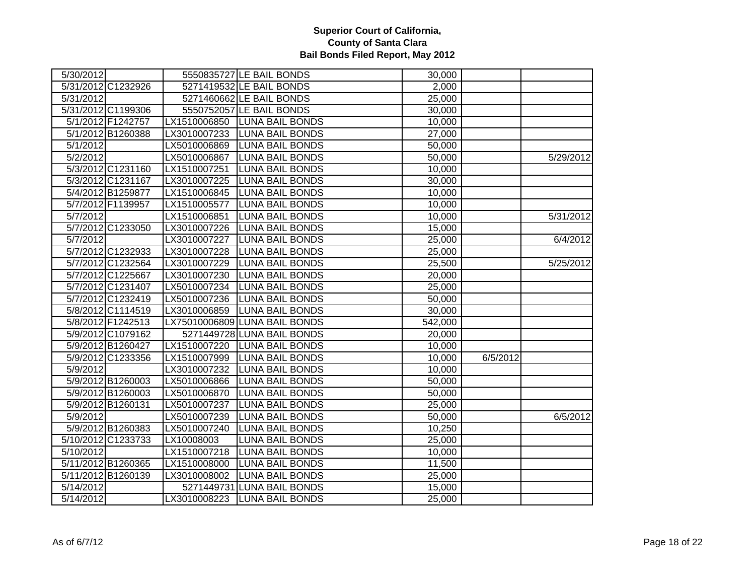**Superior Court of California,**
**County of Santa Clara**
**Bail Bonds Filed Report, May 2012**

| | | | | | | |
|---|---|---|---|---|---|---|
| 5/30/2012 | | 5550835727 | LE BAIL BONDS | 30,000 | | |
| 5/31/2012 | C1232926 | 5271419532 | LE BAIL BONDS | 2,000 | | |
| 5/31/2012 | | 5271460662 | LE BAIL BONDS | 25,000 | | |
| 5/31/2012 | C1199306 | 5550752057 | LE BAIL BONDS | 30,000 | | |
| 5/1/2012 | F1242757 | LX1510006850 | LUNA BAIL BONDS | 10,000 | | |
| 5/1/2012 | B1260388 | LX3010007233 | LUNA BAIL BONDS | 27,000 | | |
| 5/1/2012 | | LX5010006869 | LUNA BAIL BONDS | 50,000 | | |
| 5/2/2012 | | LX5010006867 | LUNA BAIL BONDS | 50,000 | | 5/29/2012 |
| 5/3/2012 | C1231160 | LX1510007251 | LUNA BAIL BONDS | 10,000 | | |
| 5/3/2012 | C1231167 | LX3010007225 | LUNA BAIL BONDS | 30,000 | | |
| 5/4/2012 | B1259877 | LX1510006845 | LUNA BAIL BONDS | 10,000 | | |
| 5/7/2012 | F1139957 | LX1510005577 | LUNA BAIL BONDS | 10,000 | | |
| 5/7/2012 | | LX1510006851 | LUNA BAIL BONDS | 10,000 | | 5/31/2012 |
| 5/7/2012 | C1233050 | LX3010007226 | LUNA BAIL BONDS | 15,000 | | |
| 5/7/2012 | | LX3010007227 | LUNA BAIL BONDS | 25,000 | | 6/4/2012 |
| 5/7/2012 | C1232933 | LX3010007228 | LUNA BAIL BONDS | 25,000 | | |
| 5/7/2012 | C1232564 | LX3010007229 | LUNA BAIL BONDS | 25,500 | | 5/25/2012 |
| 5/7/2012 | C1225667 | LX3010007230 | LUNA BAIL BONDS | 20,000 | | |
| 5/7/2012 | C1231407 | LX5010007234 | LUNA BAIL BONDS | 25,000 | | |
| 5/7/2012 | C1232419 | LX5010007236 | LUNA BAIL BONDS | 50,000 | | |
| 5/8/2012 | C1114519 | LX3010006859 | LUNA BAIL BONDS | 30,000 | | |
| 5/8/2012 | F1242513 | LX75010006809 | LUNA BAIL BONDS | 542,000 | | |
| 5/9/2012 | C1079162 | 5271449728 | LUNA BAIL BONDS | 20,000 | | |
| 5/9/2012 | B1260427 | LX1510007220 | LUNA BAIL BONDS | 10,000 | | |
| 5/9/2012 | C1233356 | LX1510007999 | LUNA BAIL BONDS | 10,000 | 6/5/2012 | |
| 5/9/2012 | | LX3010007232 | LUNA BAIL BONDS | 10,000 | | |
| 5/9/2012 | B1260003 | LX5010006866 | LUNA BAIL BONDS | 50,000 | | |
| 5/9/2012 | B1260003 | LX5010006870 | LUNA BAIL BONDS | 50,000 | | |
| 5/9/2012 | B1260131 | LX5010007237 | LUNA BAIL BONDS | 25,000 | | |
| 5/9/2012 | | LX5010007239 | LUNA BAIL BONDS | 50,000 | | 6/5/2012 |
| 5/9/2012 | B1260383 | LX5010007240 | LUNA BAIL BONDS | 10,250 | | |
| 5/10/2012 | C1233733 | LX10008003 | LUNA BAIL BONDS | 25,000 | | |
| 5/10/2012 | | LX1510007218 | LUNA BAIL BONDS | 10,000 | | |
| 5/11/2012 | B1260365 | LX1510008000 | LUNA BAIL BONDS | 11,500 | | |
| 5/11/2012 | B1260139 | LX3010008002 | LUNA BAIL BONDS | 25,000 | | |
| 5/14/2012 | | 5271449731 | LUNA BAIL BONDS | 15,000 | | |
| 5/14/2012 | | LX3010008223 | LUNA BAIL BONDS | 25,000 | | |

As of 6/7/12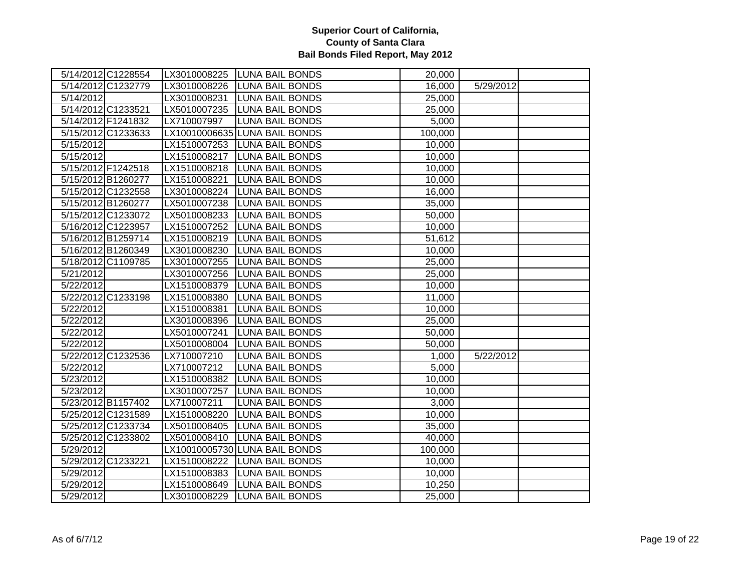# Superior Court of California, County of Santa Clara
## Bail Bonds Filed Report, May 2012

| | | | | | | |
|---|---|---|---|---|---|---|
| 5/14/2012 | C1228554 | LX3010008225 | LUNA BAIL BONDS | 20,000 | | |
| 5/14/2012 | C1232779 | LX3010008226 | LUNA BAIL BONDS | 16,000 | 5/29/2012 | |
| 5/14/2012 | | LX3010008231 | LUNA BAIL BONDS | 25,000 | | |
| 5/14/2012 | C1233521 | LX5010007235 | LUNA BAIL BONDS | 25,000 | | |
| 5/14/2012 | F1241832 | LX710007997 | LUNA BAIL BONDS | 5,000 | | |
| 5/15/2012 | C1233633 | LX10010006635 | LUNA BAIL BONDS | 100,000 | | |
| 5/15/2012 | | LX1510007253 | LUNA BAIL BONDS | 10,000 | | |
| 5/15/2012 | | LX1510008217 | LUNA BAIL BONDS | 10,000 | | |
| 5/15/2012 | F1242518 | LX1510008218 | LUNA BAIL BONDS | 10,000 | | |
| 5/15/2012 | B1260277 | LX1510008221 | LUNA BAIL BONDS | 10,000 | | |
| 5/15/2012 | C1232558 | LX3010008224 | LUNA BAIL BONDS | 16,000 | | |
| 5/15/2012 | B1260277 | LX5010007238 | LUNA BAIL BONDS | 35,000 | | |
| 5/15/2012 | C1233072 | LX5010008233 | LUNA BAIL BONDS | 50,000 | | |
| 5/16/2012 | C1223957 | LX1510007252 | LUNA BAIL BONDS | 10,000 | | |
| 5/16/2012 | B1259714 | LX1510008219 | LUNA BAIL BONDS | 51,612 | | |
| 5/16/2012 | B1260349 | LX3010008230 | LUNA BAIL BONDS | 10,000 | | |
| 5/18/2012 | C1109785 | LX3010007255 | LUNA BAIL BONDS | 25,000 | | |
| 5/21/2012 | | LX3010007256 | LUNA BAIL BONDS | 25,000 | | |
| 5/22/2012 | | LX1510008379 | LUNA BAIL BONDS | 10,000 | | |
| 5/22/2012 | C1233198 | LX1510008380 | LUNA BAIL BONDS | 11,000 | | |
| 5/22/2012 | | LX1510008381 | LUNA BAIL BONDS | 10,000 | | |
| 5/22/2012 | | LX3010008396 | LUNA BAIL BONDS | 25,000 | | |
| 5/22/2012 | | LX5010007241 | LUNA BAIL BONDS | 50,000 | | |
| 5/22/2012 | | LX5010008004 | LUNA BAIL BONDS | 50,000 | | |
| 5/22/2012 | C1232536 | LX710007210 | LUNA BAIL BONDS | 1,000 | 5/22/2012 | |
| 5/22/2012 | | LX710007212 | LUNA BAIL BONDS | 5,000 | | |
| 5/23/2012 | | LX1510008382 | LUNA BAIL BONDS | 10,000 | | |
| 5/23/2012 | | LX3010007257 | LUNA BAIL BONDS | 10,000 | | |
| 5/23/2012 | B1157402 | LX710007211 | LUNA BAIL BONDS | 3,000 | | |
| 5/25/2012 | C1231589 | LX1510008220 | LUNA BAIL BONDS | 10,000 | | |
| 5/25/2012 | C1233734 | LX5010008405 | LUNA BAIL BONDS | 35,000 | | |
| 5/25/2012 | C1233802 | LX5010008410 | LUNA BAIL BONDS | 40,000 | | |
| 5/29/2012 | | LX10010005730 | LUNA BAIL BONDS | 100,000 | | |
| 5/29/2012 | C1233221 | LX1510008222 | LUNA BAIL BONDS | 10,000 | | |
| 5/29/2012 | | LX1510008383 | LUNA BAIL BONDS | 10,000 | | |
| 5/29/2012 | | LX1510008649 | LUNA BAIL BONDS | 10,250 | | |
| 5/29/2012 | | LX3010008229 | LUNA BAIL BONDS | 25,000 | | |

As of 6/7/12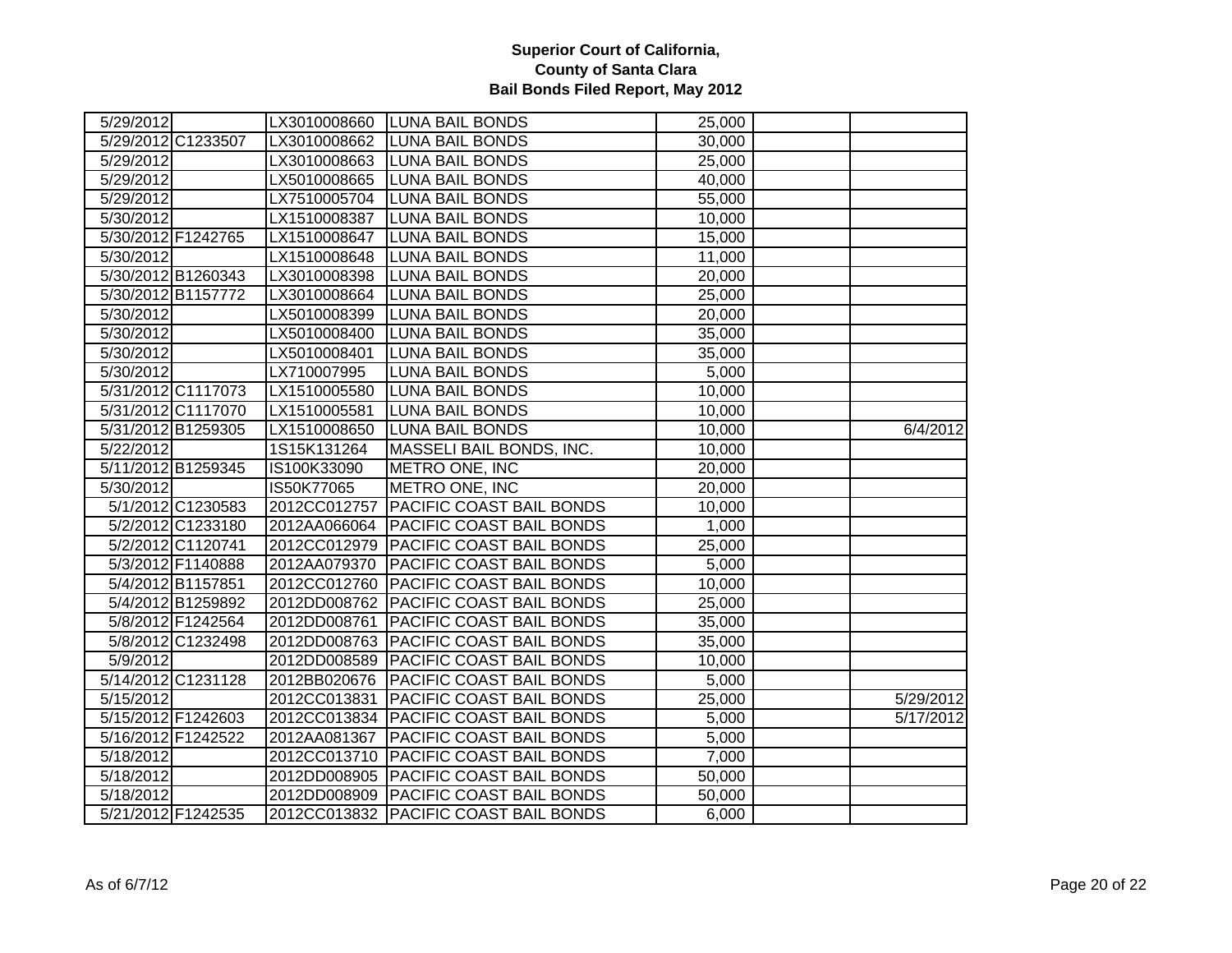# Superior Court of California,
# County of Santa Clara
# Bail Bonds Filed Report, May 2012

| | | | | | | |
|---|---|---|---|---|---|---|
| 5/29/2012 | | LX3010008660 | LUNA BAIL BONDS | 25,000 | | |
| 5/29/2012 | C1233507 | LX3010008662 | LUNA BAIL BONDS | 30,000 | | |
| 5/29/2012 | | LX3010008663 | LUNA BAIL BONDS | 25,000 | | |
| 5/29/2012 | | LX5010008665 | LUNA BAIL BONDS | 40,000 | | |
| 5/29/2012 | | LX7510005704 | LUNA BAIL BONDS | 55,000 | | |
| 5/30/2012 | | LX1510008387 | LUNA BAIL BONDS | 10,000 | | |
| 5/30/2012 | F1242765 | LX1510008647 | LUNA BAIL BONDS | 15,000 | | |
| 5/30/2012 | | LX1510008648 | LUNA BAIL BONDS | 11,000 | | |
| 5/30/2012 | B1260343 | LX3010008398 | LUNA BAIL BONDS | 20,000 | | |
| 5/30/2012 | B1157772 | LX3010008664 | LUNA BAIL BONDS | 25,000 | | |
| 5/30/2012 | | LX5010008399 | LUNA BAIL BONDS | 20,000 | | |
| 5/30/2012 | | LX5010008400 | LUNA BAIL BONDS | 35,000 | | |
| 5/30/2012 | | LX5010008401 | LUNA BAIL BONDS | 35,000 | | |
| 5/30/2012 | | LX710007995 | LUNA BAIL BONDS | 5,000 | | |
| 5/31/2012 | C1117073 | LX1510005580 | LUNA BAIL BONDS | 10,000 | | |
| 5/31/2012 | C1117070 | LX1510005581 | LUNA BAIL BONDS | 10,000 | | |
| 5/31/2012 | B1259305 | LX1510008650 | LUNA BAIL BONDS | 10,000 | | 6/4/2012 |
| 5/22/2012 | | 1S15K131264 | MASSELI BAIL BONDS, INC. | 10,000 | | |
| 5/11/2012 | B1259345 | IS100K33090 | METRO ONE, INC | 20,000 | | |
| 5/30/2012 | | IS50K77065 | METRO ONE, INC | 20,000 | | |
| 5/1/2012 | C1230583 | 2012CC012757 | PACIFIC COAST BAIL BONDS | 10,000 | | |
| 5/2/2012 | C1233180 | 2012AA066064 | PACIFIC COAST BAIL BONDS | 1,000 | | |
| 5/2/2012 | C1120741 | 2012CC012979 | PACIFIC COAST BAIL BONDS | 25,000 | | |
| 5/3/2012 | F1140888 | 2012AA079370 | PACIFIC COAST BAIL BONDS | 5,000 | | |
| 5/4/2012 | B1157851 | 2012CC012760 | PACIFIC COAST BAIL BONDS | 10,000 | | |
| 5/4/2012 | B1259892 | 2012DD008762 | PACIFIC COAST BAIL BONDS | 25,000 | | |
| 5/8/2012 | F1242564 | 2012DD008761 | PACIFIC COAST BAIL BONDS | 35,000 | | |
| 5/8/2012 | C1232498 | 2012DD008763 | PACIFIC COAST BAIL BONDS | 35,000 | | |
| 5/9/2012 | | 2012DD008589 | PACIFIC COAST BAIL BONDS | 10,000 | | |
| 5/14/2012 | C1231128 | 2012BB020676 | PACIFIC COAST BAIL BONDS | 5,000 | | |
| 5/15/2012 | | 2012CC013831 | PACIFIC COAST BAIL BONDS | 25,000 | | 5/29/2012 |
| 5/15/2012 | F1242603 | 2012CC013834 | PACIFIC COAST BAIL BONDS | 5,000 | | 5/17/2012 |
| 5/16/2012 | F1242522 | 2012AA081367 | PACIFIC COAST BAIL BONDS | 5,000 | | |
| 5/18/2012 | | 2012CC013710 | PACIFIC COAST BAIL BONDS | 7,000 | | |
| 5/18/2012 | | 2012DD008905 | PACIFIC COAST BAIL BONDS | 50,000 | | |
| 5/18/2012 | | 2012DD008909 | PACIFIC COAST BAIL BONDS | 50,000 | | |
| 5/21/2012 | F1242535 | 2012CC013832 | PACIFIC COAST BAIL BONDS | 6,000 | | |

As of 6/7/12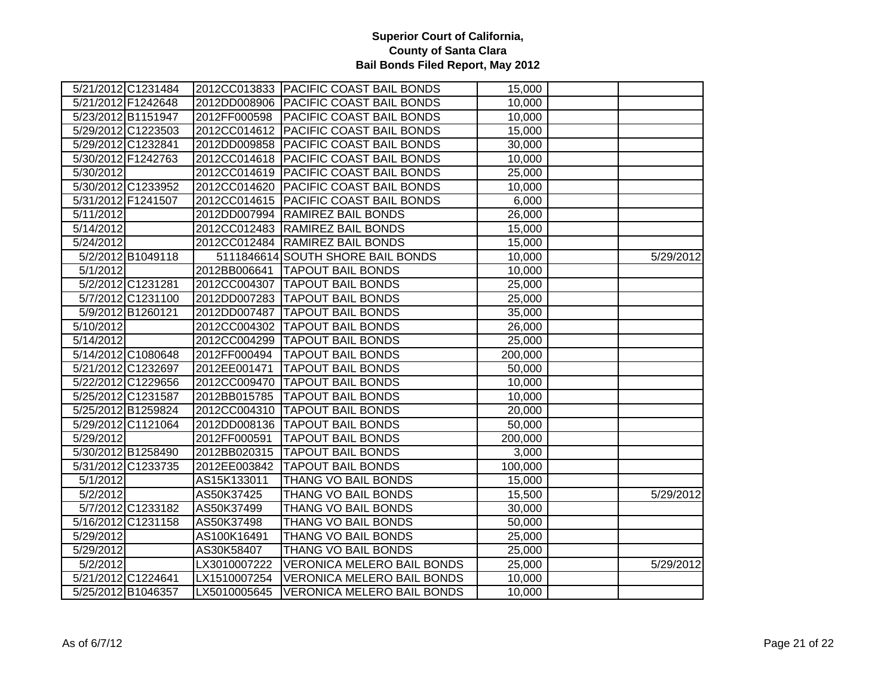**Superior Court of California,**
**County of Santa Clara**
**Bail Bonds Filed Report, May 2012**

| | | | | | | |
|---|---|---|---|---|---|---|
| 5/21/2012 | C1231484 | 2012CC013833 | PACIFIC COAST BAIL BONDS | 15,000 | | |
| 5/21/2012 | F1242648 | 2012DD008906 | PACIFIC COAST BAIL BONDS | 10,000 | | |
| 5/23/2012 | B1151947 | 2012FF000598 | PACIFIC COAST BAIL BONDS | 10,000 | | |
| 5/29/2012 | C1223503 | 2012CC014612 | PACIFIC COAST BAIL BONDS | 15,000 | | |
| 5/29/2012 | C1232841 | 2012DD009858 | PACIFIC COAST BAIL BONDS | 30,000 | | |
| 5/30/2012 | F1242763 | 2012CC014618 | PACIFIC COAST BAIL BONDS | 10,000 | | |
| 5/30/2012 | | 2012CC014619 | PACIFIC COAST BAIL BONDS | 25,000 | | |
| 5/30/2012 | C1233952 | 2012CC014620 | PACIFIC COAST BAIL BONDS | 10,000 | | |
| 5/31/2012 | F1241507 | 2012CC014615 | PACIFIC COAST BAIL BONDS | 6,000 | | |
| 5/11/2012 | | 2012DD007994 | RAMIREZ BAIL BONDS | 26,000 | | |
| 5/14/2012 | | 2012CC012483 | RAMIREZ BAIL BONDS | 15,000 | | |
| 5/24/2012 | | 2012CC012484 | RAMIREZ BAIL BONDS | 15,000 | | |
| 5/2/2012 | B1049118 | 5111846614 | SOUTH SHORE BAIL BONDS | 10,000 | | 5/29/2012 |
| 5/1/2012 | | 2012BB006641 | TAPOUT BAIL BONDS | 10,000 | | |
| 5/2/2012 | C1231281 | 2012CC004307 | TAPOUT BAIL BONDS | 25,000 | | |
| 5/7/2012 | C1231100 | 2012DD007283 | TAPOUT BAIL BONDS | 25,000 | | |
| 5/9/2012 | B1260121 | 2012DD007487 | TAPOUT BAIL BONDS | 35,000 | | |
| 5/10/2012 | | 2012CC004302 | TAPOUT BAIL BONDS | 26,000 | | |
| 5/14/2012 | | 2012CC004299 | TAPOUT BAIL BONDS | 25,000 | | |
| 5/14/2012 | C1080648 | 2012FF000494 | TAPOUT BAIL BONDS | 200,000 | | |
| 5/21/2012 | C1232697 | 2012EE001471 | TAPOUT BAIL BONDS | 50,000 | | |
| 5/22/2012 | C1229656 | 2012CC009470 | TAPOUT BAIL BONDS | 10,000 | | |
| 5/25/2012 | C1231587 | 2012BB015785 | TAPOUT BAIL BONDS | 10,000 | | |
| 5/25/2012 | B1259824 | 2012CC004310 | TAPOUT BAIL BONDS | 20,000 | | |
| 5/29/2012 | C1121064 | 2012DD008136 | TAPOUT BAIL BONDS | 50,000 | | |
| 5/29/2012 | | 2012FF000591 | TAPOUT BAIL BONDS | 200,000 | | |
| 5/30/2012 | B1258490 | 2012BB020315 | TAPOUT BAIL BONDS | 3,000 | | |
| 5/31/2012 | C1233735 | 2012EE003842 | TAPOUT BAIL BONDS | 100,000 | | |
| 5/1/2012 | | AS15K133011 | THANG VO BAIL BONDS | 15,000 | | |
| 5/2/2012 | | AS50K37425 | THANG VO BAIL BONDS | 15,500 | | 5/29/2012 |
| 5/7/2012 | C1233182 | AS50K37499 | THANG VO BAIL BONDS | 30,000 | | |
| 5/16/2012 | C1231158 | AS50K37498 | THANG VO BAIL BONDS | 50,000 | | |
| 5/29/2012 | | AS100K16491 | THANG VO BAIL BONDS | 25,000 | | |
| 5/29/2012 | | AS30K58407 | THANG VO BAIL BONDS | 25,000 | | |
| 5/2/2012 | | LX3010007222 | VERONICA MELERO BAIL BONDS | 25,000 | | 5/29/2012 |
| 5/21/2012 | C1224641 | LX1510007254 | VERONICA MELERO BAIL BONDS | 10,000 | | |
| 5/25/2012 | B1046357 | LX5010005645 | VERONICA MELERO BAIL BONDS | 10,000 | | |

As of 6/7/12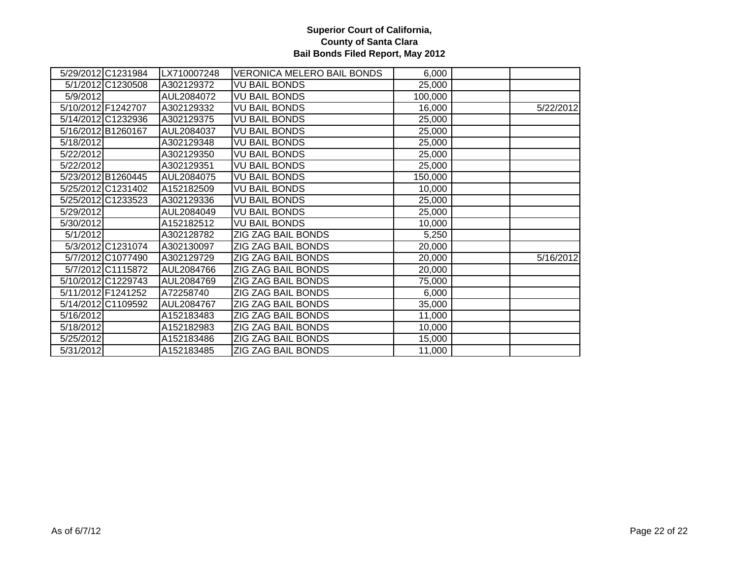# Superior Court of California,
# County of Santa Clara
# Bail Bonds Filed Report, May 2012

| | | | | | | |
|---|---|---|---|---|---|---|
| 5/29/2012 | C1231984 | LX710007248 | VERONICA MELERO BAIL BONDS | 6,000 | | |
| 5/1/2012 | C1230508 | A302129372 | VU BAIL BONDS | 25,000 | | |
| 5/9/2012 | | AUL2084072 | VU BAIL BONDS | 100,000 | | |
| 5/10/2012 | F1242707 | A302129332 | VU BAIL BONDS | 16,000 | | 5/22/2012 |
| 5/14/2012 | C1232936 | A302129375 | VU BAIL BONDS | 25,000 | | |
| 5/16/2012 | B1260167 | AUL2084037 | VU BAIL BONDS | 25,000 | | |
| 5/18/2012 | | A302129348 | VU BAIL BONDS | 25,000 | | |
| 5/22/2012 | | A302129350 | VU BAIL BONDS | 25,000 | | |
| 5/22/2012 | | A302129351 | VU BAIL BONDS | 25,000 | | |
| 5/23/2012 | B1260445 | AUL2084075 | VU BAIL BONDS | 150,000 | | |
| 5/25/2012 | C1231402 | A152182509 | VU BAIL BONDS | 10,000 | | |
| 5/25/2012 | C1233523 | A302129336 | VU BAIL BONDS | 25,000 | | |
| 5/29/2012 | | AUL2084049 | VU BAIL BONDS | 25,000 | | |
| 5/30/2012 | | A152182512 | VU BAIL BONDS | 10,000 | | |
| 5/1/2012 | | A302128782 | ZIG ZAG BAIL BONDS | 5,250 | | |
| 5/3/2012 | C1231074 | A302130097 | ZIG ZAG BAIL BONDS | 20,000 | | |
| 5/7/2012 | C1077490 | A302129729 | ZIG ZAG BAIL BONDS | 20,000 | | 5/16/2012 |
| 5/7/2012 | C1115872 | AUL2084766 | ZIG ZAG BAIL BONDS | 20,000 | | |
| 5/10/2012 | C1229743 | AUL2084769 | ZIG ZAG BAIL BONDS | 75,000 | | |
| 5/11/2012 | F1241252 | A72258740 | ZIG ZAG BAIL BONDS | 6,000 | | |
| 5/14/2012 | C1109592 | AUL2084767 | ZIG ZAG BAIL BONDS | 35,000 | | |
| 5/16/2012 | | A152183483 | ZIG ZAG BAIL BONDS | 11,000 | | |
| 5/18/2012 | | A152182983 | ZIG ZAG BAIL BONDS | 10,000 | | |
| 5/25/2012 | | A152183486 | ZIG ZAG BAIL BONDS | 15,000 | | |
| 5/31/2012 | | A152183485 | ZIG ZAG BAIL BONDS | 11,000 | | |

As of 6/7/12